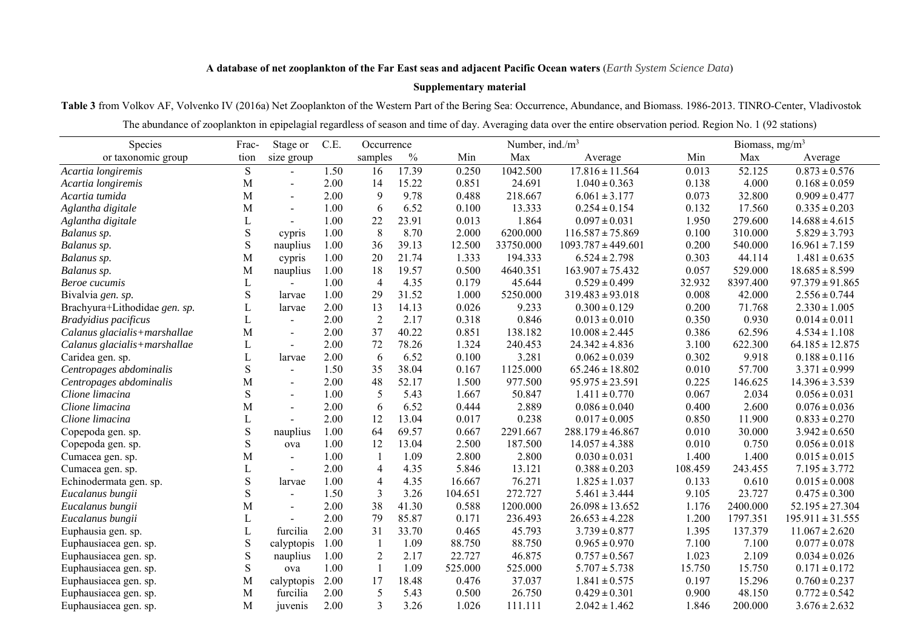**A database of net zooplankton of the Far East seas and adjacent Pacific Ocean waters** (*Earth System Science Data*)

**Supplementary material**

**Table 3** from Volkov AF, Volvenko IV (2016a) Net Zooplankton of the Western Part of the Bering Sea: Occurrence, Abundance, and Biomass. 1986-2013. TINRO-Center, Vladivostok

The abundance of zooplankton in epipelagial regardless of season and time of day. Averaging data over the entire observation period. Region No. 1 (92 stations)

| Species or taxonomic group | Fraction | Stage or size group | C.E. | Occurrence | | Number, ind./m$^3$ | | | Biomass, mg/m$^3$ | | |
|---|---|---|---|---|---|---|---|---|---|---|---|
| | | | | samples | % | Min | Max | Average | Min | Max | Average |
| *Acartia longiremis* | S | - | 1.50 | 16 | 17.39 | 0.250 | 1042.500 | 17.816 ± 11.564 | 0.013 | 52.125 | 0.873 ± 0.576 |
| *Acartia longiremis* | M | - | 2.00 | 14 | 15.22 | 0.851 | 24.691 | 1.040 ± 0.363 | 0.138 | 4.000 | 0.168 ± 0.059 |
| *Acartia tumida* | M | - | 2.00 | 9 | 9.78 | 0.488 | 218.667 | 6.061 ± 3.177 | 0.073 | 32.800 | 0.909 ± 0.477 |
| *Aglantha digitale* | M | - | 1.00 | 6 | 6.52 | 0.100 | 13.333 | 0.254 ± 0.154 | 0.132 | 17.560 | 0.335 ± 0.203 |
| *Aglantha digitale* | L | - | 1.00 | 22 | 23.91 | 0.013 | 1.864 | 0.097 ± 0.031 | 1.950 | 279.600 | 14.688 ± 4.615 |
| *Balanus sp.* | S | cypris | 1.00 | 8 | 8.70 | 2.000 | 6200.000 | 116.587 ± 75.869 | 0.100 | 310.000 | 5.829 ± 3.793 |
| *Balanus sp.* | S | nauplius | 1.00 | 36 | 39.13 | 12.500 | 33750.000 | 1093.787 ± 449.601 | 0.200 | 540.000 | 16.961 ± 7.159 |
| *Balanus sp.* | M | cypris | 1.00 | 20 | 21.74 | 1.333 | 194.333 | 6.524 ± 2.798 | 0.303 | 44.114 | 1.481 ± 0.635 |
| *Balanus sp.* | M | nauplius | 1.00 | 18 | 19.57 | 0.500 | 4640.351 | 163.907 ± 75.432 | 0.057 | 529.000 | 18.685 ± 8.599 |
| *Beroe cucumis* | L | - | 1.00 | 4 | 4.35 | 0.179 | 45.644 | 0.529 ± 0.499 | 32.932 | 8397.400 | 97.379 ± 91.865 |
| Bivalvia *gen. sp.* | S | larvae | 1.00 | 29 | 31.52 | 1.000 | 5250.000 | 319.483 ± 93.018 | 0.008 | 42.000 | 2.556 ± 0.744 |
| Brachyura+Lithodidae *gen. sp.* | L | larvae | 2.00 | 13 | 14.13 | 0.026 | 9.233 | 0.300 ± 0.129 | 0.200 | 71.768 | 2.330 ± 1.005 |
| *Bradyidius pacificus* | L | - | 2.00 | 2 | 2.17 | 0.318 | 0.846 | 0.013 ± 0.010 | 0.350 | 0.930 | 0.014 ± 0.011 |
| *Calanus glacialis+marshallae* | M | - | 2.00 | 37 | 40.22 | 0.851 | 138.182 | 10.008 ± 2.445 | 0.386 | 62.596 | 4.534 ± 1.108 |
| *Calanus glacialis+marshallae* | L | - | 2.00 | 72 | 78.26 | 1.324 | 240.453 | 24.342 ± 4.836 | 3.100 | 622.300 | 64.185 ± 12.875 |
| Caridea gen. sp. | L | larvae | 2.00 | 6 | 6.52 | 0.100 | 3.281 | 0.062 ± 0.039 | 0.302 | 9.918 | 0.188 ± 0.116 |
| *Centropages abdominalis* | S | - | 1.50 | 35 | 38.04 | 0.167 | 1125.000 | 65.246 ± 18.802 | 0.010 | 57.700 | 3.371 ± 0.999 |
| *Centropages abdominalis* | M | - | 2.00 | 48 | 52.17 | 1.500 | 977.500 | 95.975 ± 23.591 | 0.225 | 146.625 | 14.396 ± 3.539 |
| *Clione limacina* | S | - | 1.00 | 5 | 5.43 | 1.667 | 50.847 | 1.411 ± 0.770 | 0.067 | 2.034 | 0.056 ± 0.031 |
| *Clione limacina* | M | - | 2.00 | 6 | 6.52 | 0.444 | 2.889 | 0.086 ± 0.040 | 0.400 | 2.600 | 0.076 ± 0.036 |
| *Clione limacina* | L | - | 2.00 | 12 | 13.04 | 0.017 | 0.238 | 0.017 ± 0.005 | 0.850 | 11.900 | 0.833 ± 0.270 |
| Copepoda gen. sp. | S | nauplius | 1.00 | 64 | 69.57 | 0.667 | 2291.667 | 288.179 ± 46.867 | 0.010 | 30.000 | 3.942 ± 0.650 |
| Copepoda gen. sp. | S | ova | 1.00 | 12 | 13.04 | 2.500 | 187.500 | 14.057 ± 4.388 | 0.010 | 0.750 | 0.056 ± 0.018 |
| Cumacea gen. sp. | M | - | 1.00 | 1 | 1.09 | 2.800 | 2.800 | 0.030 ± 0.031 | 1.400 | 1.400 | 0.015 ± 0.015 |
| Cumacea gen. sp. | L | - | 2.00 | 4 | 4.35 | 5.846 | 13.121 | 0.388 ± 0.203 | 108.459 | 243.455 | 7.195 ± 3.772 |
| Echinodermata gen. sp. | S | larvae | 1.00 | 4 | 4.35 | 16.667 | 76.271 | 1.825 ± 1.037 | 0.133 | 0.610 | 0.015 ± 0.008 |
| *Eucalanus bungii* | S | - | 1.50 | 3 | 3.26 | 104.651 | 272.727 | 5.461 ± 3.444 | 9.105 | 23.727 | 0.475 ± 0.300 |
| *Eucalanus bungii* | M | - | 2.00 | 38 | 41.30 | 0.588 | 1200.000 | 26.098 ± 13.652 | 1.176 | 2400.000 | 52.195 ± 27.304 |
| *Eucalanus bungii* | L | - | 2.00 | 79 | 85.87 | 0.171 | 236.493 | 26.653 ± 4.228 | 1.200 | 1797.351 | 195.911 ± 31.555 |
| Euphausia gen. sp. | L | furcilia | 2.00 | 31 | 33.70 | 0.465 | 45.793 | 3.739 ± 0.877 | 1.395 | 137.379 | 11.067 ± 2.620 |
| Euphausiacea gen. sp. | S | calyptopis | 1.00 | 1 | 1.09 | 88.750 | 88.750 | 0.965 ± 0.970 | 7.100 | 7.100 | 0.077 ± 0.078 |
| Euphausiacea gen. sp. | S | nauplius | 1.00 | 2 | 2.17 | 22.727 | 46.875 | 0.757 ± 0.567 | 1.023 | 2.109 | 0.034 ± 0.026 |
| Euphausiacea gen. sp. | S | ova | 1.00 | 1 | 1.09 | 525.000 | 525.000 | 5.707 ± 5.738 | 15.750 | 15.750 | 0.171 ± 0.172 |
| Euphausiacea gen. sp. | M | calyptopis | 2.00 | 17 | 18.48 | 0.476 | 37.037 | 1.841 ± 0.575 | 0.197 | 15.296 | 0.760 ± 0.237 |
| Euphausiacea gen. sp. | M | furcilia | 2.00 | 5 | 5.43 | 0.500 | 26.750 | 0.429 ± 0.301 | 0.900 | 48.150 | 0.772 ± 0.542 |
| Euphausiacea gen. sp. | M | juvenis | 2.00 | 3 | 3.26 | 1.026 | 111.111 | 2.042 ± 1.462 | 1.846 | 200.000 | 3.676 ± 2.632 |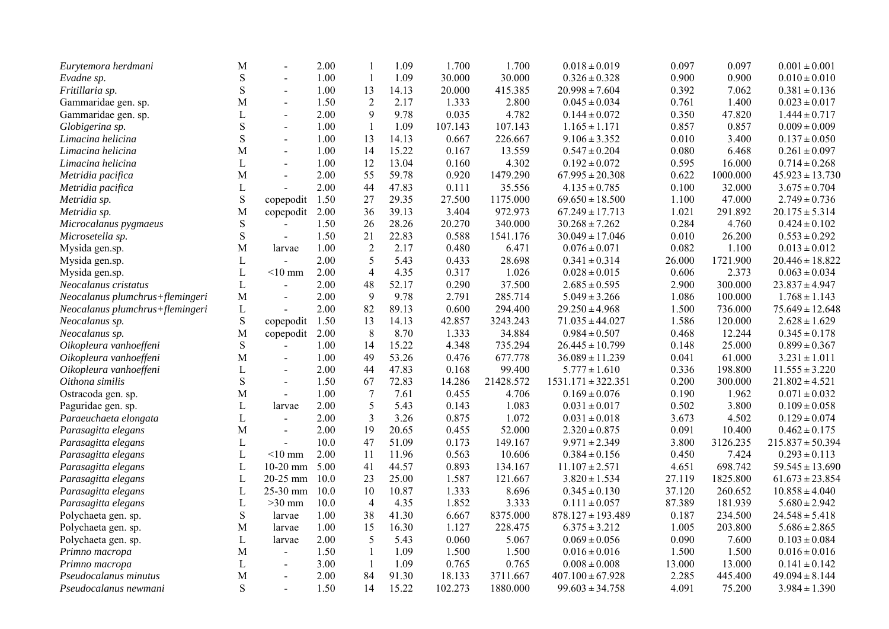| | | | | | | | | | | | |
|---|---|---|---|---|---|---|---|---|---|---|---|
| *Eurytemora herdmani* | M | - | 2.00 | 1 | 1.09 | 1.700 | 1.700 | 0.018 ± 0.019 | 0.097 | 0.097 | 0.001 ± 0.001 |
| *Evadne sp.* | S | - | 1.00 | 1 | 1.09 | 30.000 | 30.000 | 0.326 ± 0.328 | 0.900 | 0.900 | 0.010 ± 0.010 |
| *Fritillaria sp.* | S | - | 1.00 | 13 | 14.13 | 20.000 | 415.385 | 20.998 ± 7.604 | 0.392 | 7.062 | 0.381 ± 0.136 |
| Gammaridae gen. sp. | M | - | 1.50 | 2 | 2.17 | 1.333 | 2.800 | 0.045 ± 0.034 | 0.761 | 1.400 | 0.023 ± 0.017 |
| Gammaridae gen. sp. | L | - | 2.00 | 9 | 9.78 | 0.035 | 4.782 | 0.144 ± 0.072 | 0.350 | 47.820 | 1.444 ± 0.717 |
| *Globigerina sp.* | S | - | 1.00 | 1 | 1.09 | 107.143 | 107.143 | 1.165 ± 1.171 | 0.857 | 0.857 | 0.009 ± 0.009 |
| *Limacina helicina* | S | - | 1.00 | 13 | 14.13 | 0.667 | 226.667 | 9.106 ± 3.352 | 0.010 | 3.400 | 0.137 ± 0.050 |
| *Limacina helicina* | M | - | 1.00 | 14 | 15.22 | 0.167 | 13.559 | 0.547 ± 0.204 | 0.080 | 6.468 | 0.261 ± 0.097 |
| *Limacina helicina* | L | - | 1.00 | 12 | 13.04 | 0.160 | 4.302 | 0.192 ± 0.072 | 0.595 | 16.000 | 0.714 ± 0.268 |
| *Metridia pacifica* | M | - | 2.00 | 55 | 59.78 | 0.920 | 1479.290 | 67.995 ± 20.308 | 0.622 | 1000.000 | 45.923 ± 13.730 |
| *Metridia pacifica* | L | - | 2.00 | 44 | 47.83 | 0.111 | 35.556 | 4.135 ± 0.785 | 0.100 | 32.000 | 3.675 ± 0.704 |
| *Metridia sp.* | S | copepodit | 1.50 | 27 | 29.35 | 27.500 | 1175.000 | 69.650 ± 18.500 | 1.100 | 47.000 | 2.749 ± 0.736 |
| *Metridia sp.* | M | copepodit | 2.00 | 36 | 39.13 | 3.404 | 972.973 | 67.249 ± 17.713 | 1.021 | 291.892 | 20.175 ± 5.314 |
| *Microcalanus pygmaeus* | S | - | 1.50 | 26 | 28.26 | 20.270 | 340.000 | 30.268 ± 7.262 | 0.284 | 4.760 | 0.424 ± 0.102 |
| *Microsetella sp.* | S | - | 1.50 | 21 | 22.83 | 0.588 | 1541.176 | 30.049 ± 17.046 | 0.010 | 26.200 | 0.553 ± 0.292 |
| Mysida gen.sp. | M | larvae | 1.00 | 2 | 2.17 | 0.480 | 6.471 | 0.076 ± 0.071 | 0.082 | 1.100 | 0.013 ± 0.012 |
| Mysida gen.sp. | L | - | 2.00 | 5 | 5.43 | 0.433 | 28.698 | 0.341 ± 0.314 | 26.000 | 1721.900 | 20.446 ± 18.822 |
| Mysida gen.sp. | L | <10 mm | 2.00 | 4 | 4.35 | 0.317 | 1.026 | 0.028 ± 0.015 | 0.606 | 2.373 | 0.063 ± 0.034 |
| *Neocalanus cristatus* | L | - | 2.00 | 48 | 52.17 | 0.290 | 37.500 | 2.685 ± 0.595 | 2.900 | 300.000 | 23.837 ± 4.947 |
| *Neocalanus plumchrus+flemingeri* | M | - | 2.00 | 9 | 9.78 | 2.791 | 285.714 | 5.049 ± 3.266 | 1.086 | 100.000 | 1.768 ± 1.143 |
| *Neocalanus plumchrus+flemingeri* | L | - | 2.00 | 82 | 89.13 | 0.600 | 294.400 | 29.250 ± 4.968 | 1.500 | 736.000 | 75.649 ± 12.648 |
| *Neocalanus sp.* | S | copepodit | 1.50 | 13 | 14.13 | 42.857 | 3243.243 | 71.035 ± 44.027 | 1.586 | 120.000 | 2.628 ± 1.629 |
| *Neocalanus sp.* | M | copepodit | 2.00 | 8 | 8.70 | 1.333 | 34.884 | 0.984 ± 0.507 | 0.468 | 12.244 | 0.345 ± 0.178 |
| *Oikopleura vanhoeffeni* | S | - | 1.00 | 14 | 15.22 | 4.348 | 735.294 | 26.445 ± 10.799 | 0.148 | 25.000 | 0.899 ± 0.367 |
| *Oikopleura vanhoeffeni* | M | - | 1.00 | 49 | 53.26 | 0.476 | 677.778 | 36.089 ± 11.239 | 0.041 | 61.000 | 3.231 ± 1.011 |
| *Oikopleura vanhoeffeni* | L | - | 2.00 | 44 | 47.83 | 0.168 | 99.400 | 5.777 ± 1.610 | 0.336 | 198.800 | 11.555 ± 3.220 |
| *Oithona similis* | S | - | 1.50 | 67 | 72.83 | 14.286 | 21428.572 | 1531.171 ± 322.351 | 0.200 | 300.000 | 21.802 ± 4.521 |
| Ostracoda gen. sp. | M | - | 1.00 | 7 | 7.61 | 0.455 | 4.706 | 0.169 ± 0.076 | 0.190 | 1.962 | 0.071 ± 0.032 |
| Paguridae gen. sp. | L | larvae | 2.00 | 5 | 5.43 | 0.143 | 1.083 | 0.031 ± 0.017 | 0.502 | 3.800 | 0.109 ± 0.058 |
| *Paraeuchaeta elongata* | L | - | 2.00 | 3 | 3.26 | 0.875 | 1.072 | 0.031 ± 0.018 | 3.673 | 4.502 | 0.129 ± 0.074 |
| *Parasagitta elegans* | M | - | 2.00 | 19 | 20.65 | 0.455 | 52.000 | 2.320 ± 0.875 | 0.091 | 10.400 | 0.462 ± 0.175 |
| *Parasagitta elegans* | L | - | 10.0 | 47 | 51.09 | 0.173 | 149.167 | 9.971 ± 2.349 | 3.800 | 3126.235 | 215.837 ± 50.394 |
| *Parasagitta elegans* | L | <10 mm | 2.00 | 11 | 11.96 | 0.563 | 10.606 | 0.384 ± 0.156 | 0.450 | 7.424 | 0.293 ± 0.113 |
| *Parasagitta elegans* | L | 10-20 mm | 5.00 | 41 | 44.57 | 0.893 | 134.167 | 11.107 ± 2.571 | 4.651 | 698.742 | 59.545 ± 13.690 |
| *Parasagitta elegans* | L | 20-25 mm | 10.0 | 23 | 25.00 | 1.587 | 121.667 | 3.820 ± 1.534 | 27.119 | 1825.800 | 61.673 ± 23.854 |
| *Parasagitta elegans* | L | 25-30 mm | 10.0 | 10 | 10.87 | 1.333 | 8.696 | 0.345 ± 0.130 | 37.120 | 260.652 | 10.858 ± 4.040 |
| *Parasagitta elegans* | L | >30 mm | 10.0 | 4 | 4.35 | 1.852 | 3.333 | 0.111 ± 0.057 | 87.389 | 181.939 | 5.680 ± 2.942 |
| Polychaeta gen. sp. | S | larvae | 1.00 | 38 | 41.30 | 6.667 | 8375.000 | 878.127 ± 193.489 | 0.187 | 234.500 | 24.548 ± 5.418 |
| Polychaeta gen. sp. | M | larvae | 1.00 | 15 | 16.30 | 1.127 | 228.475 | 6.375 ± 3.212 | 1.005 | 203.800 | 5.686 ± 2.865 |
| Polychaeta gen. sp. | L | larvae | 2.00 | 5 | 5.43 | 0.060 | 5.067 | 0.069 ± 0.056 | 0.090 | 7.600 | 0.103 ± 0.084 |
| *Primno macropa* | M | - | 1.50 | 1 | 1.09 | 1.500 | 1.500 | 0.016 ± 0.016 | 1.500 | 1.500 | 0.016 ± 0.016 |
| *Primno macropa* | L | - | 3.00 | 1 | 1.09 | 0.765 | 0.765 | 0.008 ± 0.008 | 13.000 | 13.000 | 0.141 ± 0.142 |
| *Pseudocalanus minutus* | M | - | 2.00 | 84 | 91.30 | 18.133 | 3711.667 | 407.100 ± 67.928 | 2.285 | 445.400 | 49.094 ± 8.144 |
| *Pseudocalanus newmani* | S | - | 1.50 | 14 | 15.22 | 102.273 | 1880.000 | 99.603 ± 34.758 | 4.091 | 75.200 | 3.984 ± 1.390 |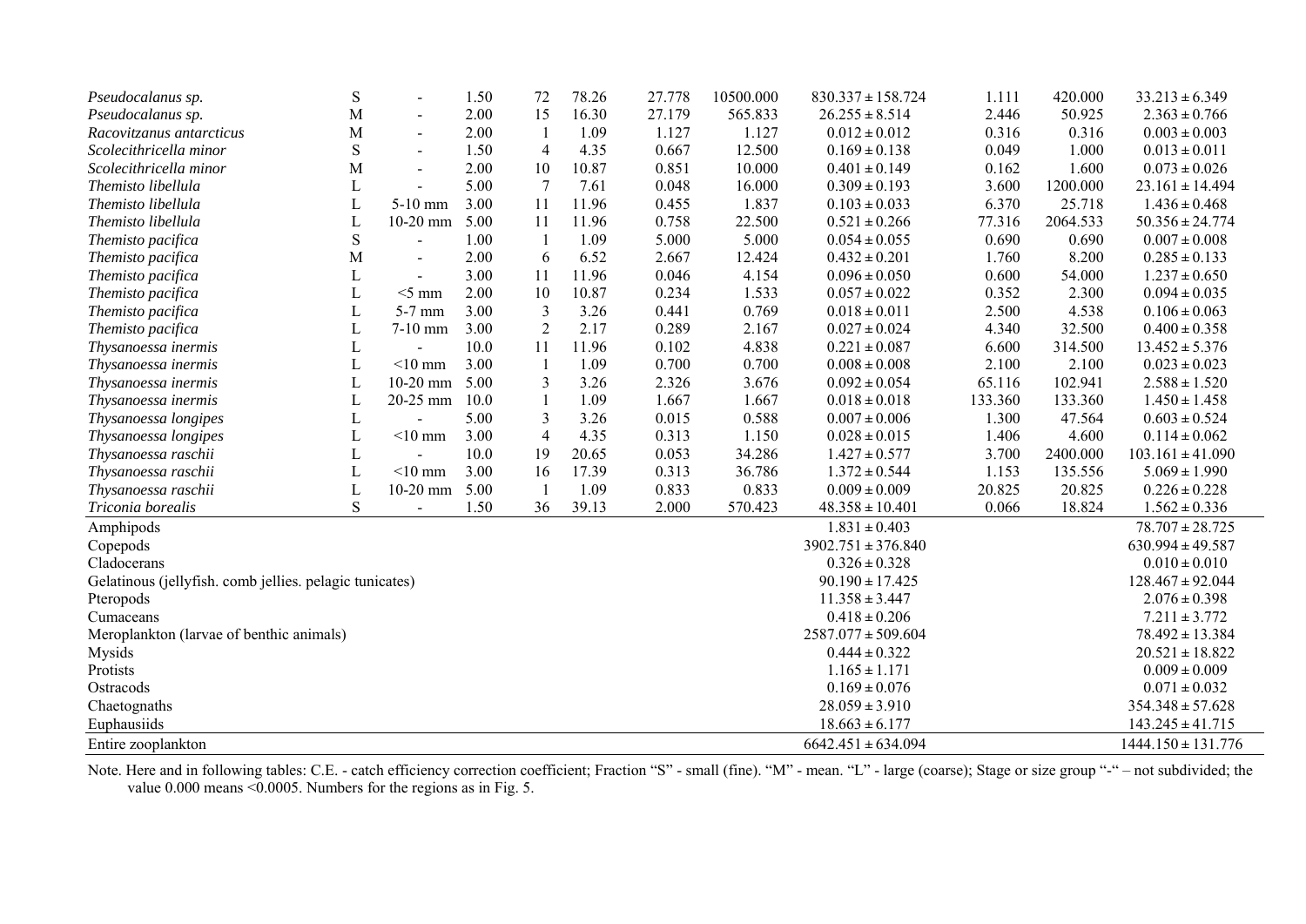| | | | | | | | | | | | |
|---|---|---|---|---|---|---|---|---|---|---|---|
| *Pseudocalanus sp.* | S | - | 1.50 | 72 | 78.26 | 27.778 | 10500.000 | 830.337 ± 158.724 | 1.111 | 420.000 | 33.213 ± 6.349 |
| *Pseudocalanus sp.* | M | - | 2.00 | 15 | 16.30 | 27.179 | 565.833 | 26.255 ± 8.514 | 2.446 | 50.925 | 2.363 ± 0.766 |
| *Racovitzanus antarcticus* | M | - | 2.00 | 1 | 1.09 | 1.127 | 1.127 | 0.012 ± 0.012 | 0.316 | 0.316 | 0.003 ± 0.003 |
| *Scolecithricella minor* | S | - | 1.50 | 4 | 4.35 | 0.667 | 12.500 | 0.169 ± 0.138 | 0.049 | 1.000 | 0.013 ± 0.011 |
| *Scolecithricella minor* | M | - | 2.00 | 10 | 10.87 | 0.851 | 10.000 | 0.401 ± 0.149 | 0.162 | 1.600 | 0.073 ± 0.026 |
| *Themisto libellula* | L | - | 5.00 | 7 | 7.61 | 0.048 | 16.000 | 0.309 ± 0.193 | 3.600 | 1200.000 | 23.161 ± 14.494 |
| *Themisto libellula* | L | 5-10 mm | 3.00 | 11 | 11.96 | 0.455 | 1.837 | 0.103 ± 0.033 | 6.370 | 25.718 | 1.436 ± 0.468 |
| *Themisto libellula* | L | 10-20 mm | 5.00 | 11 | 11.96 | 0.758 | 22.500 | 0.521 ± 0.266 | 77.316 | 2064.533 | 50.356 ± 24.774 |
| *Themisto pacifica* | S | - | 1.00 | 1 | 1.09 | 5.000 | 5.000 | 0.054 ± 0.055 | 0.690 | 0.690 | 0.007 ± 0.008 |
| *Themisto pacifica* | M | - | 2.00 | 6 | 6.52 | 2.667 | 12.424 | 0.432 ± 0.201 | 1.760 | 8.200 | 0.285 ± 0.133 |
| *Themisto pacifica* | L | - | 3.00 | 11 | 11.96 | 0.046 | 4.154 | 0.096 ± 0.050 | 0.600 | 54.000 | 1.237 ± 0.650 |
| *Themisto pacifica* | L | <5 mm | 2.00 | 10 | 10.87 | 0.234 | 1.533 | 0.057 ± 0.022 | 0.352 | 2.300 | 0.094 ± 0.035 |
| *Themisto pacifica* | L | 5-7 mm | 3.00 | 3 | 3.26 | 0.441 | 0.769 | 0.018 ± 0.011 | 2.500 | 4.538 | 0.106 ± 0.063 |
| *Themisto pacifica* | L | 7-10 mm | 3.00 | 2 | 2.17 | 0.289 | 2.167 | 0.027 ± 0.024 | 4.340 | 32.500 | 0.400 ± 0.358 |
| *Thysanoessa inermis* | L | - | 10.0 | 11 | 11.96 | 0.102 | 4.838 | 0.221 ± 0.087 | 6.600 | 314.500 | 13.452 ± 5.376 |
| *Thysanoessa inermis* | L | <10 mm | 3.00 | 1 | 1.09 | 0.700 | 0.700 | 0.008 ± 0.008 | 2.100 | 2.100 | 0.023 ± 0.023 |
| *Thysanoessa inermis* | L | 10-20 mm | 5.00 | 3 | 3.26 | 2.326 | 3.676 | 0.092 ± 0.054 | 65.116 | 102.941 | 2.588 ± 1.520 |
| *Thysanoessa inermis* | L | 20-25 mm | 10.0 | 1 | 1.09 | 1.667 | 1.667 | 0.018 ± 0.018 | 133.360 | 133.360 | 1.450 ± 1.458 |
| *Thysanoessa longipes* | L | - | 5.00 | 3 | 3.26 | 0.015 | 0.588 | 0.007 ± 0.006 | 1.300 | 47.564 | 0.603 ± 0.524 |
| *Thysanoessa longipes* | L | <10 mm | 3.00 | 4 | 4.35 | 0.313 | 1.150 | 0.028 ± 0.015 | 1.406 | 4.600 | 0.114 ± 0.062 |
| *Thysanoessa raschii* | L | - | 10.0 | 19 | 20.65 | 0.053 | 34.286 | 1.427 ± 0.577 | 3.700 | 2400.000 | 103.161 ± 41.090 |
| *Thysanoessa raschii* | L | <10 mm | 3.00 | 16 | 17.39 | 0.313 | 36.786 | 1.372 ± 0.544 | 1.153 | 135.556 | 5.069 ± 1.990 |
| *Thysanoessa raschii* | L | 10-20 mm | 5.00 | 1 | 1.09 | 0.833 | 0.833 | 0.009 ± 0.009 | 20.825 | 20.825 | 0.226 ± 0.228 |
| *Triconia borealis* | S | - | 1.50 | 36 | 39.13 | 2.000 | 570.423 | 48.358 ± 10.401 | 0.066 | 18.824 | 1.562 ± 0.336 |
| Amphipods | | | | | | | | 1.831 ± 0.403 | | | 78.707 ± 28.725 |
| Copepods | | | | | | | | 3902.751 ± 376.840 | | | 630.994 ± 49.587 |
| Cladocerans | | | | | | | | 0.326 ± 0.328 | | | 0.010 ± 0.010 |
| Gelatinous (jellyfish. comb jellies. pelagic tunicates) | | | | | | | | 90.190 ± 17.425 | | | 128.467 ± 92.044 |
| Pteropods | | | | | | | | 11.358 ± 3.447 | | | 2.076 ± 0.398 |
| Cumaceans | | | | | | | | 0.418 ± 0.206 | | | 7.211 ± 3.772 |
| Meroplankton (larvae of benthic animals) | | | | | | | | 2587.077 ± 509.604 | | | 78.492 ± 13.384 |
| Mysids | | | | | | | | 0.444 ± 0.322 | | | 20.521 ± 18.822 |
| Protists | | | | | | | | 1.165 ± 1.171 | | | 0.009 ± 0.009 |
| Ostracods | | | | | | | | 0.169 ± 0.076 | | | 0.071 ± 0.032 |
| Chaetognaths | | | | | | | | 28.059 ± 3.910 | | | 354.348 ± 57.628 |
| Euphausiids | | | | | | | | 18.663 ± 6.177 | | | 143.245 ± 41.715 |
| Entire zooplankton | | | | | | | | 6642.451 ± 634.094 | | | 1444.150 ± 131.776 |

Note. Here and in following tables: C.E. - catch efficiency correction coefficient; Fraction "S" - small (fine). "M" - mean. "L" - large (coarse); Stage or size group "-" – not subdivided; the value 0.000 means <0.0005. Numbers for the regions as in Fig. 5.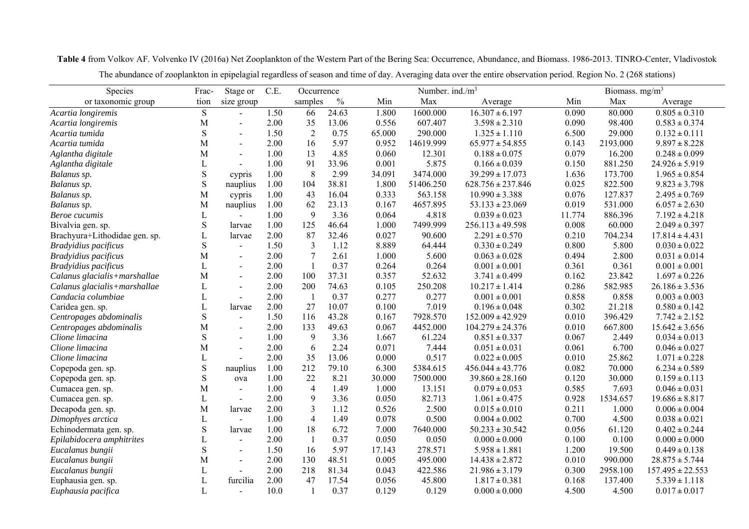**Table 4** from Volkov AF. Volvenko IV (2016a) Net Zooplankton of the Western Part of the Bering Sea: Occurrence, Abundance, and Biomass. 1986-2013. TINRO-Center, Vladivostok

The abundance of zooplankton in epipelagial regardless of season and time of day. Averaging data over the entire observation period. Region No. 2 (268 stations)

| Species or taxonomic group | Fraction | Stage or size group | C.E. | Occurrence samples | Occurrence % | Number. ind./m$^3$ Min | Number. ind./m$^3$ Max | Number. ind./m$^3$ Average | Biomass. mg/m$^3$ Min | Biomass. mg/m$^3$ Max | Biomass. mg/m$^3$ Average |
|---|---|---|---|---|---|---|---|---|---|---|---|
| *Acartia longiremis* | S | - | 1.50 | 66 | 24.63 | 1.800 | 1600.000 | 16.307 ± 6.197 | 0.090 | 80.000 | 0.805 ± 0.310 |
| *Acartia longiremis* | M | - | 2.00 | 35 | 13.06 | 0.556 | 607.407 | 3.598 ± 2.310 | 0.090 | 98.400 | 0.583 ± 0.374 |
| *Acartia tumida* | S | - | 1.50 | 2 | 0.75 | 65.000 | 290.000 | 1.325 ± 1.110 | 6.500 | 29.000 | 0.132 ± 0.111 |
| *Acartia tumida* | M | - | 2.00 | 16 | 5.97 | 0.952 | 14619.999 | 65.977 ± 54.855 | 0.143 | 2193.000 | 9.897 ± 8.228 |
| *Aglantha digitale* | M | - | 1.00 | 13 | 4.85 | 0.060 | 12.301 | 0.188 ± 0.075 | 0.079 | 16.200 | 0.248 ± 0.099 |
| *Aglantha digitale* | L | - | 1.00 | 91 | 33.96 | 0.001 | 5.875 | 0.166 ± 0.039 | 0.150 | 881.250 | 24.926 ± 5.919 |
| *Balanus sp.* | S | cypris | 1.00 | 8 | 2.99 | 34.091 | 3474.000 | 39.299 ± 17.073 | 1.636 | 173.700 | 1.965 ± 0.854 |
| *Balanus sp.* | S | nauplius | 1.00 | 104 | 38.81 | 1.800 | 51406.250 | 628.756 ± 237.846 | 0.025 | 822.500 | 9.823 ± 3.798 |
| *Balanus sp.* | M | cypris | 1.00 | 43 | 16.04 | 0.333 | 563.158 | 10.990 ± 3.388 | 0.076 | 127.837 | 2.495 ± 0.769 |
| *Balanus sp.* | M | nauplius | 1.00 | 62 | 23.13 | 0.167 | 4657.895 | 53.133 ± 23.069 | 0.019 | 531.000 | 6.057 ± 2.630 |
| *Beroe cucumis* | L | - | 1.00 | 9 | 3.36 | 0.064 | 4.818 | 0.039 ± 0.023 | 11.774 | 886.396 | 7.192 ± 4.218 |
| Bivalvia gen. sp. | S | larvae | 1.00 | 125 | 46.64 | 1.000 | 7499.999 | 256.113 ± 49.598 | 0.008 | 60.000 | 2.049 ± 0.397 |
| Brachyura+Lithodidae gen. sp. | L | larvae | 2.00 | 87 | 32.46 | 0.027 | 90.600 | 2.291 ± 0.570 | 0.210 | 704.234 | 17.814 ± 4.431 |
| *Bradyidius pacificus* | S | - | 1.50 | 3 | 1.12 | 8.889 | 64.444 | 0.330 ± 0.249 | 0.800 | 5.800 | 0.030 ± 0.022 |
| *Bradyidius pacificus* | M | - | 2.00 | 7 | 2.61 | 1.000 | 5.600 | 0.063 ± 0.028 | 0.494 | 2.800 | 0.031 ± 0.014 |
| *Bradyidius pacificus* | L | - | 2.00 | 1 | 0.37 | 0.264 | 0.264 | 0.001 ± 0.001 | 0.361 | 0.361 | 0.001 ± 0.001 |
| *Calanus glacialis+marshallae* | M | - | 2.00 | 100 | 37.31 | 0.357 | 52.632 | 3.741 ± 0.499 | 0.162 | 23.842 | 1.697 ± 0.226 |
| *Calanus glacialis+marshallae* | L | - | 2.00 | 200 | 74.63 | 0.105 | 250.208 | 10.217 ± 1.414 | 0.286 | 582.985 | 26.186 ± 3.536 |
| *Candacia columbiae* | L | - | 2.00 | 1 | 0.37 | 0.277 | 0.277 | 0.001 ± 0.001 | 0.858 | 0.858 | 0.003 ± 0.003 |
| Caridea gen. sp. | L | larvae | 2.00 | 27 | 10.07 | 0.100 | 7.019 | 0.196 ± 0.048 | 0.302 | 21.218 | 0.580 ± 0.142 |
| *Centropages abdominalis* | S | - | 1.50 | 116 | 43.28 | 0.167 | 7928.570 | 152.009 ± 42.929 | 0.010 | 396.429 | 7.742 ± 2.152 |
| *Centropages abdominalis* | M | - | 2.00 | 133 | 49.63 | 0.067 | 4452.000 | 104.279 ± 24.376 | 0.010 | 667.800 | 15.642 ± 3.656 |
| *Clione limacina* | S | - | 1.00 | 9 | 3.36 | 1.667 | 61.224 | 0.851 ± 0.337 | 0.067 | 2.449 | 0.034 ± 0.013 |
| *Clione limacina* | M | - | 2.00 | 6 | 2.24 | 0.071 | 7.444 | 0.051 ± 0.031 | 0.061 | 6.700 | 0.046 ± 0.027 |
| *Clione limacina* | L | - | 2.00 | 35 | 13.06 | 0.000 | 0.517 | 0.022 ± 0.005 | 0.010 | 25.862 | 1.071 ± 0.228 |
| Copepoda gen. sp. | S | nauplius | 1.00 | 212 | 79.10 | 6.300 | 5384.615 | 456.044 ± 43.776 | 0.082 | 70.000 | 6.234 ± 0.589 |
| Copepoda gen. sp. | S | ova | 1.00 | 22 | 8.21 | 30.000 | 7500.000 | 39.860 ± 28.160 | 0.120 | 30.000 | 0.159 ± 0.113 |
| Cumacea gen. sp. | M | - | 1.00 | 4 | 1.49 | 1.000 | 13.151 | 0.079 ± 0.053 | 0.585 | 7.693 | 0.046 ± 0.031 |
| Cumacea gen. sp. | L | - | 2.00 | 9 | 3.36 | 0.050 | 82.713 | 1.061 ± 0.475 | 0.928 | 1534.657 | 19.686 ± 8.817 |
| Decapoda gen. sp. | M | larvae | 2.00 | 3 | 1.12 | 0.526 | 2.500 | 0.015 ± 0.010 | 0.211 | 1.000 | 0.006 ± 0.004 |
| *Dimophyes arctica* | L | - | 1.00 | 4 | 1.49 | 0.078 | 0.500 | 0.004 ± 0.002 | 0.700 | 4.500 | 0.038 ± 0.021 |
| Echinodermata gen. sp. | S | larvae | 1.00 | 18 | 6.72 | 7.000 | 7640.000 | 50.233 ± 30.542 | 0.056 | 61.120 | 0.402 ± 0.244 |
| *Epilabidocera amphitrites* | L | - | 2.00 | 1 | 0.37 | 0.050 | 0.050 | 0.000 ± 0.000 | 0.100 | 0.100 | 0.000 ± 0.000 |
| *Eucalanus bungii* | S | - | 1.50 | 16 | 5.97 | 17.143 | 278.571 | 5.958 ± 1.881 | 1.200 | 19.500 | 0.449 ± 0.138 |
| *Eucalanus bungii* | M | - | 2.00 | 130 | 48.51 | 0.005 | 495.000 | 14.438 ± 2.872 | 0.010 | 990.000 | 28.875 ± 5.744 |
| *Eucalanus bungii* | L | - | 2.00 | 218 | 81.34 | 0.043 | 422.586 | 21.986 ± 3.179 | 0.300 | 2958.100 | 157.495 ± 22.553 |
| Euphausia gen. sp. | L | furcilia | 2.00 | 47 | 17.54 | 0.056 | 45.800 | 1.817 ± 0.381 | 0.168 | 137.400 | 5.339 ± 1.118 |
| *Euphausia pacifica* | L | - | 10.0 | 1 | 0.37 | 0.129 | 0.129 | 0.000 ± 0.000 | 4.500 | 4.500 | 0.017 ± 0.017 |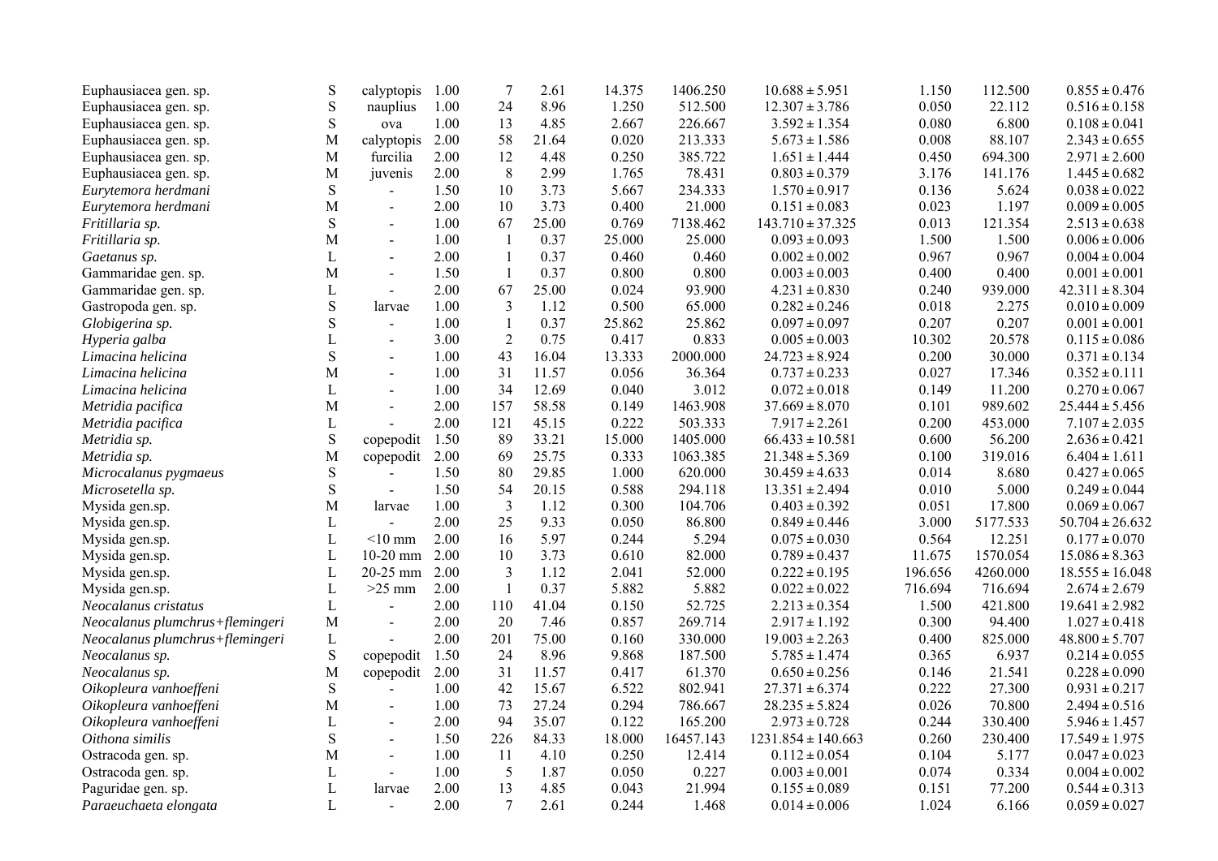| | | | | | | | | | | | |
|---|---|---|---|---|---|---|---|---|---|---|---|
| Euphausiacea gen. sp. | S | calyptopis | 1.00 | 7 | 2.61 | 14.375 | 1406.250 | 10.688 ± 5.951 | 1.150 | 112.500 | 0.855 ± 0.476 |
| Euphausiacea gen. sp. | S | nauplius | 1.00 | 24 | 8.96 | 1.250 | 512.500 | 12.307 ± 3.786 | 0.050 | 22.112 | 0.516 ± 0.158 |
| Euphausiacea gen. sp. | S | ova | 1.00 | 13 | 4.85 | 2.667 | 226.667 | 3.592 ± 1.354 | 0.080 | 6.800 | 0.108 ± 0.041 |
| Euphausiacea gen. sp. | M | calyptopis | 2.00 | 58 | 21.64 | 0.020 | 213.333 | 5.673 ± 1.586 | 0.008 | 88.107 | 2.343 ± 0.655 |
| Euphausiacea gen. sp. | M | furcilia | 2.00 | 12 | 4.48 | 0.250 | 385.722 | 1.651 ± 1.444 | 0.450 | 694.300 | 2.971 ± 2.600 |
| Euphausiacea gen. sp. | M | juvenis | 2.00 | 8 | 2.99 | 1.765 | 78.431 | 0.803 ± 0.379 | 3.176 | 141.176 | 1.445 ± 0.682 |
| *Eurytemora herdmani* | S | - | 1.50 | 10 | 3.73 | 5.667 | 234.333 | 1.570 ± 0.917 | 0.136 | 5.624 | 0.038 ± 0.022 |
| *Eurytemora herdmani* | M | - | 2.00 | 10 | 3.73 | 0.400 | 21.000 | 0.151 ± 0.083 | 0.023 | 1.197 | 0.009 ± 0.005 |
| *Fritillaria sp.* | S | - | 1.00 | 67 | 25.00 | 0.769 | 7138.462 | 143.710 ± 37.325 | 0.013 | 121.354 | 2.513 ± 0.638 |
| *Fritillaria sp.* | M | - | 1.00 | 1 | 0.37 | 25.000 | 25.000 | 0.093 ± 0.093 | 1.500 | 1.500 | 0.006 ± 0.006 |
| *Gaetanus sp.* | L | - | 2.00 | 1 | 0.37 | 0.460 | 0.460 | 0.002 ± 0.002 | 0.967 | 0.967 | 0.004 ± 0.004 |
| Gammaridae gen. sp. | M | - | 1.50 | 1 | 0.37 | 0.800 | 0.800 | 0.003 ± 0.003 | 0.400 | 0.400 | 0.001 ± 0.001 |
| Gammaridae gen. sp. | L | - | 2.00 | 67 | 25.00 | 0.024 | 93.900 | 4.231 ± 0.830 | 0.240 | 939.000 | 42.311 ± 8.304 |
| Gastropoda gen. sp. | S | larvae | 1.00 | 3 | 1.12 | 0.500 | 65.000 | 0.282 ± 0.246 | 0.018 | 2.275 | 0.010 ± 0.009 |
| *Globigerina sp.* | S | - | 1.00 | 1 | 0.37 | 25.862 | 25.862 | 0.097 ± 0.097 | 0.207 | 0.207 | 0.001 ± 0.001 |
| *Hyperia galba* | L | - | 3.00 | 2 | 0.75 | 0.417 | 0.833 | 0.005 ± 0.003 | 10.302 | 20.578 | 0.115 ± 0.086 |
| *Limacina helicina* | S | - | 1.00 | 43 | 16.04 | 13.333 | 2000.000 | 24.723 ± 8.924 | 0.200 | 30.000 | 0.371 ± 0.134 |
| *Limacina helicina* | M | - | 1.00 | 31 | 11.57 | 0.056 | 36.364 | 0.737 ± 0.233 | 0.027 | 17.346 | 0.352 ± 0.111 |
| *Limacina helicina* | L | - | 1.00 | 34 | 12.69 | 0.040 | 3.012 | 0.072 ± 0.018 | 0.149 | 11.200 | 0.270 ± 0.067 |
| *Metridia pacifica* | M | - | 2.00 | 157 | 58.58 | 0.149 | 1463.908 | 37.669 ± 8.070 | 0.101 | 989.602 | 25.444 ± 5.456 |
| *Metridia pacifica* | L | - | 2.00 | 121 | 45.15 | 0.222 | 503.333 | 7.917 ± 2.261 | 0.200 | 453.000 | 7.107 ± 2.035 |
| *Metridia sp.* | S | copepodit | 1.50 | 89 | 33.21 | 15.000 | 1405.000 | 66.433 ± 10.581 | 0.600 | 56.200 | 2.636 ± 0.421 |
| *Metridia sp.* | M | copepodit | 2.00 | 69 | 25.75 | 0.333 | 1063.385 | 21.348 ± 5.369 | 0.100 | 319.016 | 6.404 ± 1.611 |
| *Microcalanus pygmaeus* | S | - | 1.50 | 80 | 29.85 | 1.000 | 620.000 | 30.459 ± 4.633 | 0.014 | 8.680 | 0.427 ± 0.065 |
| *Microsetella sp.* | S | - | 1.50 | 54 | 20.15 | 0.588 | 294.118 | 13.351 ± 2.494 | 0.010 | 5.000 | 0.249 ± 0.044 |
| Mysida gen.sp. | M | larvae | 1.00 | 3 | 1.12 | 0.300 | 104.706 | 0.403 ± 0.392 | 0.051 | 17.800 | 0.069 ± 0.067 |
| Mysida gen.sp. | L | - | 2.00 | 25 | 9.33 | 0.050 | 86.800 | 0.849 ± 0.446 | 3.000 | 5177.533 | 50.704 ± 26.632 |
| Mysida gen.sp. | L | <10 mm | 2.00 | 16 | 5.97 | 0.244 | 5.294 | 0.075 ± 0.030 | 0.564 | 12.251 | 0.177 ± 0.070 |
| Mysida gen.sp. | L | 10-20 mm | 2.00 | 10 | 3.73 | 0.610 | 82.000 | 0.789 ± 0.437 | 11.675 | 1570.054 | 15.086 ± 8.363 |
| Mysida gen.sp. | L | 20-25 mm | 2.00 | 3 | 1.12 | 2.041 | 52.000 | 0.222 ± 0.195 | 196.656 | 4260.000 | 18.555 ± 16.048 |
| Mysida gen.sp. | L | >25 mm | 2.00 | 1 | 0.37 | 5.882 | 5.882 | 0.022 ± 0.022 | 716.694 | 716.694 | 2.674 ± 2.679 |
| *Neocalanus cristatus* | L | - | 2.00 | 110 | 41.04 | 0.150 | 52.725 | 2.213 ± 0.354 | 1.500 | 421.800 | 19.641 ± 2.982 |
| *Neocalanus plumchrus+flemingeri* | M | - | 2.00 | 20 | 7.46 | 0.857 | 269.714 | 2.917 ± 1.192 | 0.300 | 94.400 | 1.027 ± 0.418 |
| *Neocalanus plumchrus+flemingeri* | L | - | 2.00 | 201 | 75.00 | 0.160 | 330.000 | 19.003 ± 2.263 | 0.400 | 825.000 | 48.800 ± 5.707 |
| *Neocalanus sp.* | S | copepodit | 1.50 | 24 | 8.96 | 9.868 | 187.500 | 5.785 ± 1.474 | 0.365 | 6.937 | 0.214 ± 0.055 |
| *Neocalanus sp.* | M | copepodit | 2.00 | 31 | 11.57 | 0.417 | 61.370 | 0.650 ± 0.256 | 0.146 | 21.541 | 0.228 ± 0.090 |
| *Oikopleura vanhoeffeni* | S | - | 1.00 | 42 | 15.67 | 6.522 | 802.941 | 27.371 ± 6.374 | 0.222 | 27.300 | 0.931 ± 0.217 |
| *Oikopleura vanhoeffeni* | M | - | 1.00 | 73 | 27.24 | 0.294 | 786.667 | 28.235 ± 5.824 | 0.026 | 70.800 | 2.494 ± 0.516 |
| *Oikopleura vanhoeffeni* | L | - | 2.00 | 94 | 35.07 | 0.122 | 165.200 | 2.973 ± 0.728 | 0.244 | 330.400 | 5.946 ± 1.457 |
| *Oithona similis* | S | - | 1.50 | 226 | 84.33 | 18.000 | 16457.143 | 1231.854 ± 140.663 | 0.260 | 230.400 | 17.549 ± 1.975 |
| Ostracoda gen. sp. | M | - | 1.00 | 11 | 4.10 | 0.250 | 12.414 | 0.112 ± 0.054 | 0.104 | 5.177 | 0.047 ± 0.023 |
| Ostracoda gen. sp. | L | - | 1.00 | 5 | 1.87 | 0.050 | 0.227 | 0.003 ± 0.001 | 0.074 | 0.334 | 0.004 ± 0.002 |
| Paguridae gen. sp. | L | larvae | 2.00 | 13 | 4.85 | 0.043 | 21.994 | 0.155 ± 0.089 | 0.151 | 77.200 | 0.544 ± 0.313 |
| *Paraeuchaeta elongata* | L | - | 2.00 | 7 | 2.61 | 0.244 | 1.468 | 0.014 ± 0.006 | 1.024 | 6.166 | 0.059 ± 0.027 |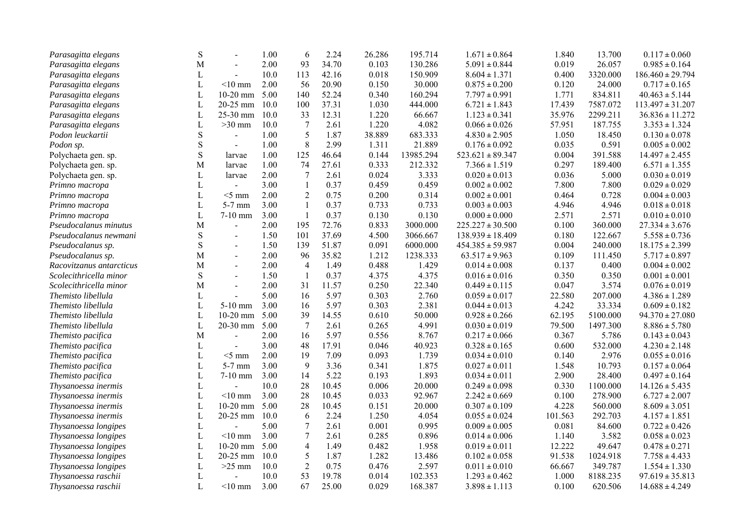| | | | | | | | | | | | |
|---|---|---|---|---|---|---|---|---|---|---|---|
| *Parasagitta elegans* | S | - | 1.00 | 6 | 2.24 | 26.286 | 195.714 | 1.671 ± 0.864 | 1.840 | 13.700 | 0.117 ± 0.060 |
| *Parasagitta elegans* | M | - | 2.00 | 93 | 34.70 | 0.103 | 130.286 | 5.091 ± 0.844 | 0.019 | 26.057 | 0.985 ± 0.164 |
| *Parasagitta elegans* | L | - | 10.0 | 113 | 42.16 | 0.018 | 150.909 | 8.604 ± 1.371 | 0.400 | 3320.000 | 186.460 ± 29.794 |
| *Parasagitta elegans* | L | <10 mm | 2.00 | 56 | 20.90 | 0.150 | 30.000 | 0.875 ± 0.200 | 0.120 | 24.000 | 0.717 ± 0.165 |
| *Parasagitta elegans* | L | 10-20 mm | 5.00 | 140 | 52.24 | 0.340 | 160.294 | 7.797 ± 0.991 | 1.771 | 834.811 | 40.463 ± 5.144 |
| *Parasagitta elegans* | L | 20-25 mm | 10.0 | 100 | 37.31 | 1.030 | 444.000 | 6.721 ± 1.843 | 17.439 | 7587.072 | 113.497 ± 31.207 |
| *Parasagitta elegans* | L | 25-30 mm | 10.0 | 33 | 12.31 | 1.220 | 66.667 | 1.123 ± 0.341 | 35.976 | 2299.211 | 36.836 ± 11.272 |
| *Parasagitta elegans* | L | >30 mm | 10.0 | 7 | 2.61 | 1.220 | 4.082 | 0.066 ± 0.026 | 57.951 | 187.755 | 3.353 ± 1.324 |
| *Podon leuckartii* | S | - | 1.00 | 5 | 1.87 | 38.889 | 683.333 | 4.830 ± 2.905 | 1.050 | 18.450 | 0.130 ± 0.078 |
| *Podon sp.* | S | - | 1.00 | 8 | 2.99 | 1.311 | 21.889 | 0.176 ± 0.092 | 0.035 | 0.591 | 0.005 ± 0.002 |
| Polychaeta gen. sp. | S | larvae | 1.00 | 125 | 46.64 | 0.144 | 13985.294 | 523.621 ± 89.347 | 0.004 | 391.588 | 14.497 ± 2.455 |
| Polychaeta gen. sp. | M | larvae | 1.00 | 74 | 27.61 | 0.333 | 212.332 | 7.366 ± 1.519 | 0.297 | 189.400 | 6.571 ± 1.355 |
| Polychaeta gen. sp. | L | larvae | 2.00 | 7 | 2.61 | 0.024 | 3.333 | 0.020 ± 0.013 | 0.036 | 5.000 | 0.030 ± 0.019 |
| *Primno macropa* | L | - | 3.00 | 1 | 0.37 | 0.459 | 0.459 | 0.002 ± 0.002 | 7.800 | 7.800 | 0.029 ± 0.029 |
| *Primno macropa* | L | <5 mm | 2.00 | 2 | 0.75 | 0.200 | 0.314 | 0.002 ± 0.001 | 0.464 | 0.728 | 0.004 ± 0.003 |
| *Primno macropa* | L | 5-7 mm | 3.00 | 1 | 0.37 | 0.733 | 0.733 | 0.003 ± 0.003 | 4.946 | 4.946 | 0.018 ± 0.018 |
| *Primno macropa* | L | 7-10 mm | 3.00 | 1 | 0.37 | 0.130 | 0.130 | 0.000 ± 0.000 | 2.571 | 2.571 | 0.010 ± 0.010 |
| *Pseudocalanus minutus* | M | - | 2.00 | 195 | 72.76 | 0.833 | 3000.000 | 225.227 ± 30.500 | 0.100 | 360.000 | 27.334 ± 3.676 |
| *Pseudocalanus newmani* | S | - | 1.50 | 101 | 37.69 | 4.500 | 3066.667 | 138.939 ± 18.409 | 0.180 | 122.667 | 5.558 ± 0.736 |
| *Pseudocalanus sp.* | S | - | 1.50 | 139 | 51.87 | 0.091 | 6000.000 | 454.385 ± 59.987 | 0.004 | 240.000 | 18.175 ± 2.399 |
| *Pseudocalanus sp.* | M | - | 2.00 | 96 | 35.82 | 1.212 | 1238.333 | 63.517 ± 9.963 | 0.109 | 111.450 | 5.717 ± 0.897 |
| *Racovitzanus antarcticus* | M | - | 2.00 | 4 | 1.49 | 0.488 | 1.429 | 0.014 ± 0.008 | 0.137 | 0.400 | 0.004 ± 0.002 |
| *Scolecithricella minor* | S | - | 1.50 | 1 | 0.37 | 4.375 | 4.375 | 0.016 ± 0.016 | 0.350 | 0.350 | 0.001 ± 0.001 |
| *Scolecithricella minor* | M | - | 2.00 | 31 | 11.57 | 0.250 | 22.340 | 0.449 ± 0.115 | 0.047 | 3.574 | 0.076 ± 0.019 |
| *Themisto libellula* | L | - | 5.00 | 16 | 5.97 | 0.303 | 2.760 | 0.059 ± 0.017 | 22.580 | 207.000 | 4.386 ± 1.289 |
| *Themisto libellula* | L | 5-10 mm | 3.00 | 16 | 5.97 | 0.303 | 2.381 | 0.044 ± 0.013 | 4.242 | 33.334 | 0.609 ± 0.182 |
| *Themisto libellula* | L | 10-20 mm | 5.00 | 39 | 14.55 | 0.610 | 50.000 | 0.928 ± 0.266 | 62.195 | 5100.000 | 94.370 ± 27.080 |
| *Themisto libellula* | L | 20-30 mm | 5.00 | 7 | 2.61 | 0.265 | 4.991 | 0.030 ± 0.019 | 79.500 | 1497.300 | 8.886 ± 5.780 |
| *Themisto pacifica* | M | - | 2.00 | 16 | 5.97 | 0.556 | 8.767 | 0.217 ± 0.066 | 0.367 | 5.786 | 0.143 ± 0.043 |
| *Themisto pacifica* | L | - | 3.00 | 48 | 17.91 | 0.046 | 40.923 | 0.328 ± 0.165 | 0.600 | 532.000 | 4.230 ± 2.148 |
| *Themisto pacifica* | L | <5 mm | 2.00 | 19 | 7.09 | 0.093 | 1.739 | 0.034 ± 0.010 | 0.140 | 2.976 | 0.055 ± 0.016 |
| *Themisto pacifica* | L | 5-7 mm | 3.00 | 9 | 3.36 | 0.341 | 1.875 | 0.027 ± 0.011 | 1.548 | 10.793 | 0.157 ± 0.064 |
| *Themisto pacifica* | L | 7-10 mm | 3.00 | 14 | 5.22 | 0.193 | 1.893 | 0.034 ± 0.011 | 2.900 | 28.400 | 0.497 ± 0.164 |
| *Thysanoessa inermis* | L | - | 10.0 | 28 | 10.45 | 0.006 | 20.000 | 0.249 ± 0.098 | 0.330 | 1100.000 | 14.125 ± 5.435 |
| *Thysanoessa inermis* | L | <10 mm | 3.00 | 28 | 10.45 | 0.033 | 92.967 | 2.242 ± 0.669 | 0.100 | 278.900 | 6.727 ± 2.007 |
| *Thysanoessa inermis* | L | 10-20 mm | 5.00 | 28 | 10.45 | 0.151 | 20.000 | 0.307 ± 0.109 | 4.228 | 560.000 | 8.609 ± 3.051 |
| *Thysanoessa inermis* | L | 20-25 mm | 10.0 | 6 | 2.24 | 1.250 | 4.054 | 0.055 ± 0.024 | 101.563 | 292.703 | 4.157 ± 1.851 |
| *Thysanoessa longipes* | L | - | 5.00 | 7 | 2.61 | 0.001 | 0.995 | 0.009 ± 0.005 | 0.081 | 84.600 | 0.722 ± 0.426 |
| *Thysanoessa longipes* | L | <10 mm | 3.00 | 7 | 2.61 | 0.285 | 0.896 | 0.014 ± 0.006 | 1.140 | 3.582 | 0.058 ± 0.023 |
| *Thysanoessa longipes* | L | 10-20 mm | 5.00 | 4 | 1.49 | 0.482 | 1.958 | 0.019 ± 0.011 | 12.222 | 49.647 | 0.478 ± 0.271 |
| *Thysanoessa longipes* | L | 20-25 mm | 10.0 | 5 | 1.87 | 1.282 | 13.486 | 0.102 ± 0.058 | 91.538 | 1024.918 | 7.758 ± 4.433 |
| *Thysanoessa longipes* | L | >25 mm | 10.0 | 2 | 0.75 | 0.476 | 2.597 | 0.011 ± 0.010 | 66.667 | 349.787 | 1.554 ± 1.330 |
| *Thysanoessa raschii* | L | - | 10.0 | 53 | 19.78 | 0.014 | 102.353 | 1.293 ± 0.462 | 1.000 | 8188.235 | 97.619 ± 35.813 |
| *Thysanoessa raschii* | L | <10 mm | 3.00 | 67 | 25.00 | 0.029 | 168.387 | 3.898 ± 1.113 | 0.100 | 620.506 | 14.688 ± 4.249 |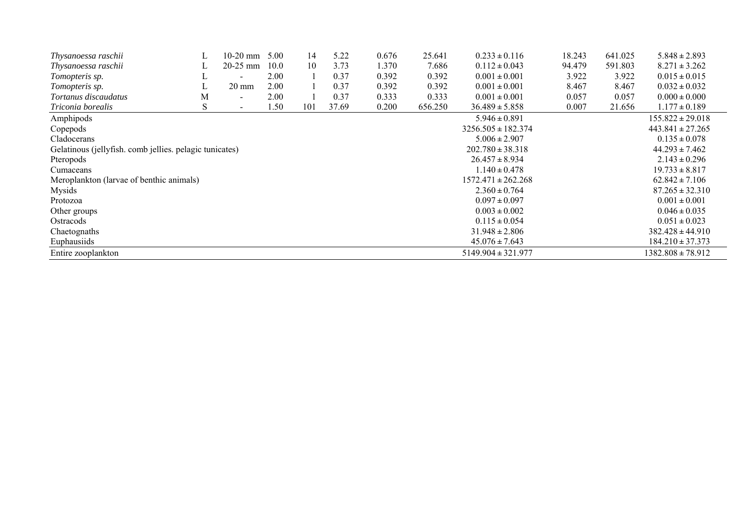| | | | | | | | | | | | |
|---|---|---|---|---|---|---|---|---|---|---|---|
| *Thysanoessa raschii* | L | 10-20 mm | 5.00 | 14 | 5.22 | 0.676 | 25.641 | 0.233 ± 0.116 | 18.243 | 641.025 | 5.848 ± 2.893 |
| *Thysanoessa raschii* | L | 20-25 mm | 10.0 | 10 | 3.73 | 1.370 | 7.686 | 0.112 ± 0.043 | 94.479 | 591.803 | 8.271 ± 3.262 |
| *Tomopteris sp.* | L | - | 2.00 | 1 | 0.37 | 0.392 | 0.392 | 0.001 ± 0.001 | 3.922 | 3.922 | 0.015 ± 0.015 |
| *Tomopteris sp.* | L | 20 mm | 2.00 | 1 | 0.37 | 0.392 | 0.392 | 0.001 ± 0.001 | 8.467 | 8.467 | 0.032 ± 0.032 |
| *Tortanus discaudatus* | M | - | 2.00 | 1 | 0.37 | 0.333 | 0.333 | 0.001 ± 0.001 | 0.057 | 0.057 | 0.000 ± 0.000 |
| *Triconia borealis* | S | - | 1.50 | 101 | 37.69 | 0.200 | 656.250 | 36.489 ± 5.858 | 0.007 | 21.656 | 1.177 ± 0.189 |
| Amphipods | | | | | | | | 5.946 ± 0.891 | | | 155.822 ± 29.018 |
| Copepods | | | | | | | | 3256.505 ± 182.374 | | | 443.841 ± 27.265 |
| Cladocerans | | | | | | | | 5.006 ± 2.907 | | | 0.135 ± 0.078 |
| Gelatinous (jellyfish. comb jellies. pelagic tunicates) | | | | | | | | 202.780 ± 38.318 | | | 44.293 ± 7.462 |
| Pteropods | | | | | | | | 26.457 ± 8.934 | | | 2.143 ± 0.296 |
| Cumaceans | | | | | | | | 1.140 ± 0.478 | | | 19.733 ± 8.817 |
| Meroplankton (larvae of benthic animals) | | | | | | | | 1572.471 ± 262.268 | | | 62.842 ± 7.106 |
| Mysids | | | | | | | | 2.360 ± 0.764 | | | 87.265 ± 32.310 |
| Protozoa | | | | | | | | 0.097 ± 0.097 | | | 0.001 ± 0.001 |
| Other groups | | | | | | | | 0.003 ± 0.002 | | | 0.046 ± 0.035 |
| Ostracods | | | | | | | | 0.115 ± 0.054 | | | 0.051 ± 0.023 |
| Chaetognaths | | | | | | | | 31.948 ± 2.806 | | | 382.428 ± 44.910 |
| Euphausiids | | | | | | | | 45.076 ± 7.643 | | | 184.210 ± 37.373 |
| Entire zooplankton | | | | | | | | 5149.904 ± 321.977 | | | 1382.808 ± 78.912 |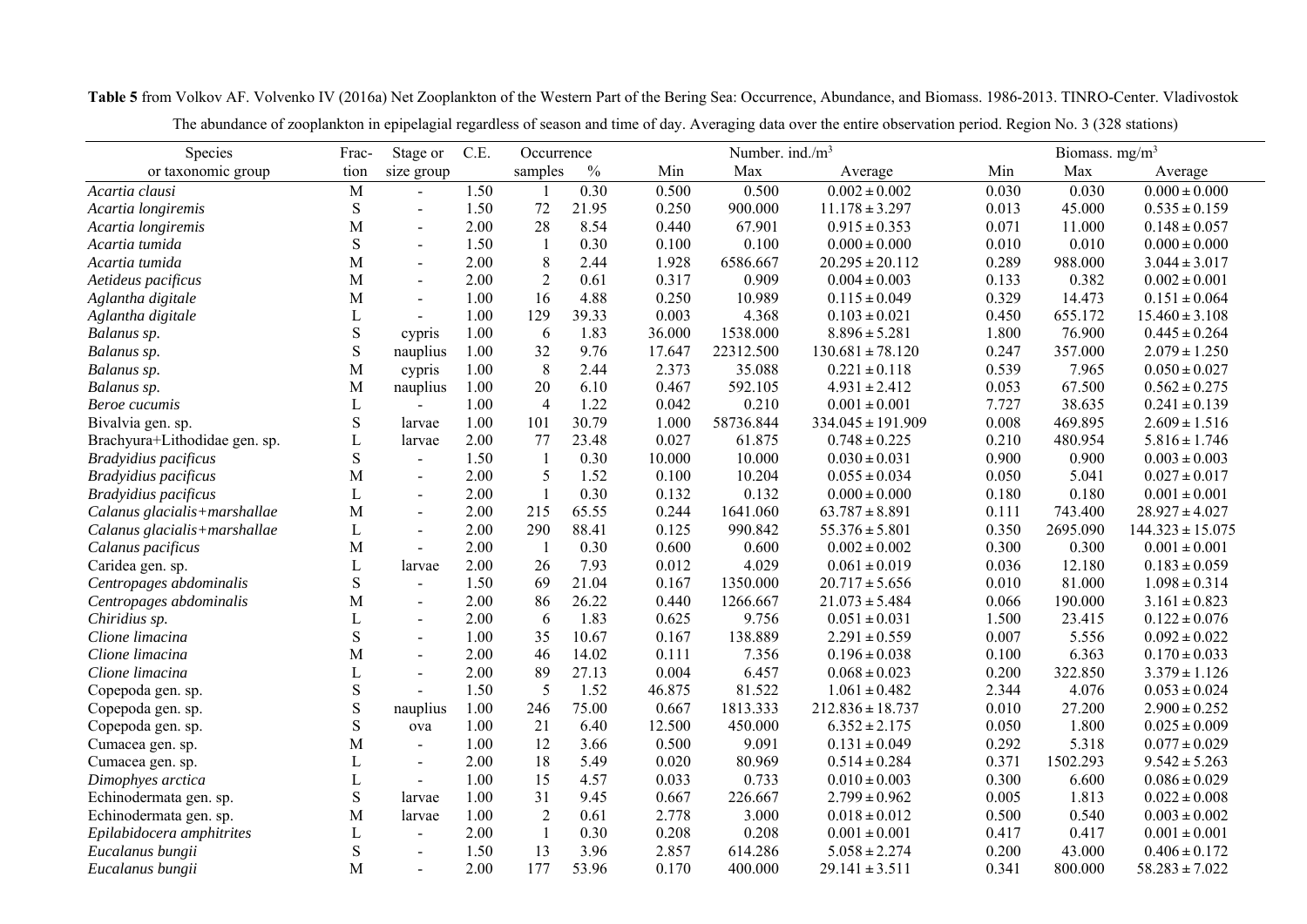**Table 5** from Volkov AF. Volvenko IV (2016a) Net Zooplankton of the Western Part of the Bering Sea: Occurrence, Abundance, and Biomass. 1986-2013. TINRO-Center. Vladivostok

The abundance of zooplankton in epipelagial regardless of season and time of day. Averaging data over the entire observation period. Region No. 3 (328 stations)

| Species | Frac- | Stage or | C.E. | Occurrence | | Number. ind./m$^3$ | | | Biomass. mg/m$^3$ | | |
|---|---|---|---|---|---|---|---|---|---|---|---|
| or taxonomic group | tion | size group | | samples | % | Min | Max | Average | Min | Max | Average |
| *Acartia clausi* | M | - | 1.50 | 1 | 0.30 | 0.500 | 0.500 | 0.002 ± 0.002 | 0.030 | 0.030 | 0.000 ± 0.000 |
| *Acartia longiremis* | S | - | 1.50 | 72 | 21.95 | 0.250 | 900.000 | 11.178 ± 3.297 | 0.013 | 45.000 | 0.535 ± 0.159 |
| *Acartia longiremis* | M | - | 2.00 | 28 | 8.54 | 0.440 | 67.901 | 0.915 ± 0.353 | 0.071 | 11.000 | 0.148 ± 0.057 |
| *Acartia tumida* | S | - | 1.50 | 1 | 0.30 | 0.100 | 0.100 | 0.000 ± 0.000 | 0.010 | 0.010 | 0.000 ± 0.000 |
| *Acartia tumida* | M | - | 2.00 | 8 | 2.44 | 1.928 | 6586.667 | 20.295 ± 20.112 | 0.289 | 988.000 | 3.044 ± 3.017 |
| *Aetideus pacificus* | M | - | 2.00 | 2 | 0.61 | 0.317 | 0.909 | 0.004 ± 0.003 | 0.133 | 0.382 | 0.002 ± 0.001 |
| *Aglantha digitale* | M | - | 1.00 | 16 | 4.88 | 0.250 | 10.989 | 0.115 ± 0.049 | 0.329 | 14.473 | 0.151 ± 0.064 |
| *Aglantha digitale* | L | - | 1.00 | 129 | 39.33 | 0.003 | 4.368 | 0.103 ± 0.021 | 0.450 | 655.172 | 15.460 ± 3.108 |
| *Balanus sp.* | S | cypris | 1.00 | 6 | 1.83 | 36.000 | 1538.000 | 8.896 ± 5.281 | 1.800 | 76.900 | 0.445 ± 0.264 |
| *Balanus sp.* | S | nauplius | 1.00 | 32 | 9.76 | 17.647 | 22312.500 | 130.681 ± 78.120 | 0.247 | 357.000 | 2.079 ± 1.250 |
| *Balanus sp.* | M | cypris | 1.00 | 8 | 2.44 | 2.373 | 35.088 | 0.221 ± 0.118 | 0.539 | 7.965 | 0.050 ± 0.027 |
| *Balanus sp.* | M | nauplius | 1.00 | 20 | 6.10 | 0.467 | 592.105 | 4.931 ± 2.412 | 0.053 | 67.500 | 0.562 ± 0.275 |
| *Beroe cucumis* | L | - | 1.00 | 4 | 1.22 | 0.042 | 0.210 | 0.001 ± 0.001 | 7.727 | 38.635 | 0.241 ± 0.139 |
| Bivalvia gen. sp. | S | larvae | 1.00 | 101 | 30.79 | 1.000 | 58736.844 | 334.045 ± 191.909 | 0.008 | 469.895 | 2.609 ± 1.516 |
| Brachyura+Lithodidae gen. sp. | L | larvae | 2.00 | 77 | 23.48 | 0.027 | 61.875 | 0.748 ± 0.225 | 0.210 | 480.954 | 5.816 ± 1.746 |
| *Bradyidius pacificus* | S | - | 1.50 | 1 | 0.30 | 10.000 | 10.000 | 0.030 ± 0.031 | 0.900 | 0.900 | 0.003 ± 0.003 |
| *Bradyidius pacificus* | M | - | 2.00 | 5 | 1.52 | 0.100 | 10.204 | 0.055 ± 0.034 | 0.050 | 5.041 | 0.027 ± 0.017 |
| *Bradyidius pacificus* | L | - | 2.00 | 1 | 0.30 | 0.132 | 0.132 | 0.000 ± 0.000 | 0.180 | 0.180 | 0.001 ± 0.001 |
| *Calanus glacialis+marshallae* | M | - | 2.00 | 215 | 65.55 | 0.244 | 1641.060 | 63.787 ± 8.891 | 0.111 | 743.400 | 28.927 ± 4.027 |
| *Calanus glacialis+marshallae* | L | - | 2.00 | 290 | 88.41 | 0.125 | 990.842 | 55.376 ± 5.801 | 0.350 | 2695.090 | 144.323 ± 15.075 |
| *Calanus pacificus* | M | - | 2.00 | 1 | 0.30 | 0.600 | 0.600 | 0.002 ± 0.002 | 0.300 | 0.300 | 0.001 ± 0.001 |
| Caridea gen. sp. | L | larvae | 2.00 | 26 | 7.93 | 0.012 | 4.029 | 0.061 ± 0.019 | 0.036 | 12.180 | 0.183 ± 0.059 |
| *Centropages abdominalis* | S | - | 1.50 | 69 | 21.04 | 0.167 | 1350.000 | 20.717 ± 5.656 | 0.010 | 81.000 | 1.098 ± 0.314 |
| *Centropages abdominalis* | M | - | 2.00 | 86 | 26.22 | 0.440 | 1266.667 | 21.073 ± 5.484 | 0.066 | 190.000 | 3.161 ± 0.823 |
| *Chiridius sp.* | L | - | 2.00 | 6 | 1.83 | 0.625 | 9.756 | 0.051 ± 0.031 | 1.500 | 23.415 | 0.122 ± 0.076 |
| *Clione limacina* | S | - | 1.00 | 35 | 10.67 | 0.167 | 138.889 | 2.291 ± 0.559 | 0.007 | 5.556 | 0.092 ± 0.022 |
| *Clione limacina* | M | - | 2.00 | 46 | 14.02 | 0.111 | 7.356 | 0.196 ± 0.038 | 0.100 | 6.363 | 0.170 ± 0.033 |
| *Clione limacina* | L | - | 2.00 | 89 | 27.13 | 0.004 | 6.457 | 0.068 ± 0.023 | 0.200 | 322.850 | 3.379 ± 1.126 |
| Copepoda gen. sp. | S | - | 1.50 | 5 | 1.52 | 46.875 | 81.522 | 1.061 ± 0.482 | 2.344 | 4.076 | 0.053 ± 0.024 |
| Copepoda gen. sp. | S | nauplius | 1.00 | 246 | 75.00 | 0.667 | 1813.333 | 212.836 ± 18.737 | 0.010 | 27.200 | 2.900 ± 0.252 |
| Copepoda gen. sp. | S | ova | 1.00 | 21 | 6.40 | 12.500 | 450.000 | 6.352 ± 2.175 | 0.050 | 1.800 | 0.025 ± 0.009 |
| Cumacea gen. sp. | M | - | 1.00 | 12 | 3.66 | 0.500 | 9.091 | 0.131 ± 0.049 | 0.292 | 5.318 | 0.077 ± 0.029 |
| Cumacea gen. sp. | L | - | 2.00 | 18 | 5.49 | 0.020 | 80.969 | 0.514 ± 0.284 | 0.371 | 1502.293 | 9.542 ± 5.263 |
| *Dimophyes arctica* | L | - | 1.00 | 15 | 4.57 | 0.033 | 0.733 | 0.010 ± 0.003 | 0.300 | 6.600 | 0.086 ± 0.029 |
| Echinodermata gen. sp. | S | larvae | 1.00 | 31 | 9.45 | 0.667 | 226.667 | 2.799 ± 0.962 | 0.005 | 1.813 | 0.022 ± 0.008 |
| Echinodermata gen. sp. | M | larvae | 1.00 | 2 | 0.61 | 2.778 | 3.000 | 0.018 ± 0.012 | 0.500 | 0.540 | 0.003 ± 0.002 |
| *Epilabidocera amphitrites* | L | - | 2.00 | 1 | 0.30 | 0.208 | 0.208 | 0.001 ± 0.001 | 0.417 | 0.417 | 0.001 ± 0.001 |
| *Eucalanus bungii* | S | - | 1.50 | 13 | 3.96 | 2.857 | 614.286 | 5.058 ± 2.274 | 0.200 | 43.000 | 0.406 ± 0.172 |
| *Eucalanus bungii* | M | - | 2.00 | 177 | 53.96 | 0.170 | 400.000 | 29.141 ± 3.511 | 0.341 | 800.000 | 58.283 ± 7.022 |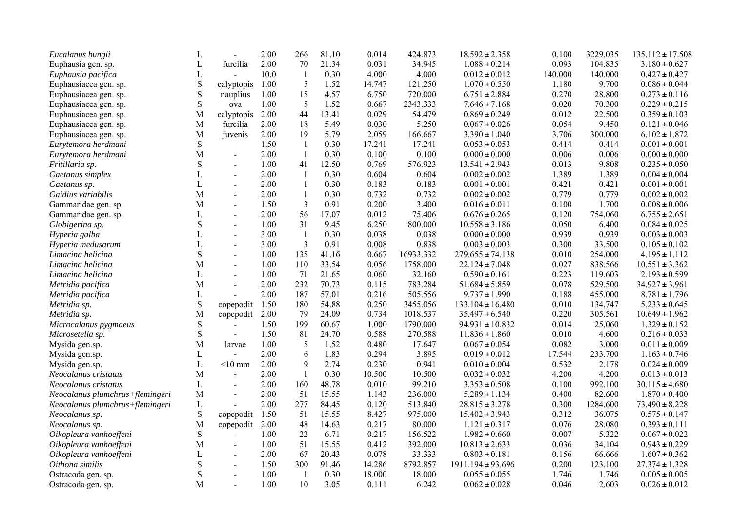| | | | | | | | | | | | |
|---|---|---|---|---|---|---|---|---|---|---|---|
| *Eucalanus bungii* | L | - | 2.00 | 266 | 81.10 | 0.014 | 424.873 | 18.592 ± 2.358 | 0.100 | 3229.035 | 135.112 ± 17.508 |
| Euphausia gen. sp. | L | furcilia | 2.00 | 70 | 21.34 | 0.031 | 34.945 | 1.088 ± 0.214 | 0.093 | 104.835 | 3.180 ± 0.627 |
| *Euphausia pacifica* | L | - | 10.0 | 1 | 0.30 | 4.000 | 4.000 | 0.012 ± 0.012 | 140.000 | 140.000 | 0.427 ± 0.427 |
| Euphausiacea gen. sp. | S | calyptopis | 1.00 | 5 | 1.52 | 14.747 | 121.250 | 1.070 ± 0.550 | 1.180 | 9.700 | 0.086 ± 0.044 |
| Euphausiacea gen. sp. | S | nauplius | 1.00 | 15 | 4.57 | 6.750 | 720.000 | 6.751 ± 2.884 | 0.270 | 28.800 | 0.273 ± 0.116 |
| Euphausiacea gen. sp. | S | ova | 1.00 | 5 | 1.52 | 0.667 | 2343.333 | 7.646 ± 7.168 | 0.020 | 70.300 | 0.229 ± 0.215 |
| Euphausiacea gen. sp. | M | calyptopis | 2.00 | 44 | 13.41 | 0.029 | 54.479 | 0.869 ± 0.249 | 0.012 | 22.500 | 0.359 ± 0.103 |
| Euphausiacea gen. sp. | M | furcilia | 2.00 | 18 | 5.49 | 0.030 | 5.250 | 0.067 ± 0.026 | 0.054 | 9.450 | 0.121 ± 0.046 |
| Euphausiacea gen. sp. | M | juvenis | 2.00 | 19 | 5.79 | 2.059 | 166.667 | 3.390 ± 1.040 | 3.706 | 300.000 | 6.102 ± 1.872 |
| *Eurytemora herdmani* | S | - | 1.50 | 1 | 0.30 | 17.241 | 17.241 | 0.053 ± 0.053 | 0.414 | 0.414 | 0.001 ± 0.001 |
| *Eurytemora herdmani* | M | - | 2.00 | 1 | 0.30 | 0.100 | 0.100 | 0.000 ± 0.000 | 0.006 | 0.006 | 0.000 ± 0.000 |
| *Fritillaria sp.* | S | - | 1.00 | 41 | 12.50 | 0.769 | 576.923 | 13.541 ± 2.943 | 0.013 | 9.808 | 0.235 ± 0.050 |
| *Gaetanus simplex* | L | - | 2.00 | 1 | 0.30 | 0.604 | 0.604 | 0.002 ± 0.002 | 1.389 | 1.389 | 0.004 ± 0.004 |
| *Gaetanus sp.* | L | - | 2.00 | 1 | 0.30 | 0.183 | 0.183 | 0.001 ± 0.001 | 0.421 | 0.421 | 0.001 ± 0.001 |
| *Gaidius variabilis* | M | - | 2.00 | 1 | 0.30 | 0.732 | 0.732 | 0.002 ± 0.002 | 0.779 | 0.779 | 0.002 ± 0.002 |
| Gammaridae gen. sp. | M | - | 1.50 | 3 | 0.91 | 0.200 | 3.400 | 0.016 ± 0.011 | 0.100 | 1.700 | 0.008 ± 0.006 |
| Gammaridae gen. sp. | L | - | 2.00 | 56 | 17.07 | 0.012 | 75.406 | 0.676 ± 0.265 | 0.120 | 754.060 | 6.755 ± 2.651 |
| *Globigerina sp.* | S | - | 1.00 | 31 | 9.45 | 6.250 | 800.000 | 10.558 ± 3.186 | 0.050 | 6.400 | 0.084 ± 0.025 |
| *Hyperia galba* | L | - | 3.00 | 1 | 0.30 | 0.038 | 0.038 | 0.000 ± 0.000 | 0.939 | 0.939 | 0.003 ± 0.003 |
| *Hyperia medusarum* | L | - | 3.00 | 3 | 0.91 | 0.008 | 0.838 | 0.003 ± 0.003 | 0.300 | 33.500 | 0.105 ± 0.102 |
| *Limacina helicina* | S | - | 1.00 | 135 | 41.16 | 0.667 | 16933.332 | 279.655 ± 74.138 | 0.010 | 254.000 | 4.195 ± 1.112 |
| *Limacina helicina* | M | - | 1.00 | 110 | 33.54 | 0.056 | 1758.000 | 22.124 ± 7.048 | 0.027 | 838.566 | 10.551 ± 3.362 |
| *Limacina helicina* | L | - | 1.00 | 71 | 21.65 | 0.060 | 32.160 | 0.590 ± 0.161 | 0.223 | 119.603 | 2.193 ± 0.599 |
| *Metridia pacifica* | M | - | 2.00 | 232 | 70.73 | 0.115 | 783.284 | 51.684 ± 5.859 | 0.078 | 529.500 | 34.927 ± 3.961 |
| *Metridia pacifica* | L | - | 2.00 | 187 | 57.01 | 0.216 | 505.556 | 9.737 ± 1.990 | 0.188 | 455.000 | 8.781 ± 1.796 |
| *Metridia sp.* | S | copepodit | 1.50 | 180 | 54.88 | 0.250 | 3455.056 | 133.104 ± 16.480 | 0.010 | 134.747 | 5.233 ± 0.645 |
| *Metridia sp.* | M | copepodit | 2.00 | 79 | 24.09 | 0.734 | 1018.537 | 35.497 ± 6.540 | 0.220 | 305.561 | 10.649 ± 1.962 |
| *Microcalanus pygmaeus* | S | - | 1.50 | 199 | 60.67 | 1.000 | 1790.000 | 94.931 ± 10.832 | 0.014 | 25.060 | 1.329 ± 0.152 |
| *Microsetella sp.* | S | - | 1.50 | 81 | 24.70 | 0.588 | 270.588 | 11.836 ± 1.860 | 0.010 | 4.600 | 0.216 ± 0.033 |
| Mysida gen.sp. | M | larvae | 1.00 | 5 | 1.52 | 0.480 | 17.647 | 0.067 ± 0.054 | 0.082 | 3.000 | 0.011 ± 0.009 |
| Mysida gen.sp. | L | - | 2.00 | 6 | 1.83 | 0.294 | 3.895 | 0.019 ± 0.012 | 17.544 | 233.700 | 1.163 ± 0.746 |
| Mysida gen.sp. | L | <10 mm | 2.00 | 9 | 2.74 | 0.230 | 0.941 | 0.010 ± 0.004 | 0.532 | 2.178 | 0.024 ± 0.009 |
| *Neocalanus cristatus* | M | - | 2.00 | 1 | 0.30 | 10.500 | 10.500 | 0.032 ± 0.032 | 4.200 | 4.200 | 0.013 ± 0.013 |
| *Neocalanus cristatus* | L | - | 2.00 | 160 | 48.78 | 0.010 | 99.210 | 3.353 ± 0.508 | 0.100 | 992.100 | 30.115 ± 4.680 |
| *Neocalanus plumchrus+flemingeri* | M | - | 2.00 | 51 | 15.55 | 1.143 | 236.000 | 5.289 ± 1.134 | 0.400 | 82.600 | 1.870 ± 0.400 |
| *Neocalanus plumchrus+flemingeri* | L | - | 2.00 | 277 | 84.45 | 0.120 | 513.840 | 28.815 ± 3.278 | 0.300 | 1284.600 | 73.490 ± 8.228 |
| *Neocalanus sp.* | S | copepodit | 1.50 | 51 | 15.55 | 8.427 | 975.000 | 15.402 ± 3.943 | 0.312 | 36.075 | 0.575 ± 0.147 |
| *Neocalanus sp.* | M | copepodit | 2.00 | 48 | 14.63 | 0.217 | 80.000 | 1.121 ± 0.317 | 0.076 | 28.080 | 0.393 ± 0.111 |
| *Oikopleura vanhoeffeni* | S | - | 1.00 | 22 | 6.71 | 0.217 | 156.522 | 1.982 ± 0.660 | 0.007 | 5.322 | 0.067 ± 0.022 |
| *Oikopleura vanhoeffeni* | M | - | 1.00 | 51 | 15.55 | 0.412 | 392.000 | 10.813 ± 2.633 | 0.036 | 34.104 | 0.943 ± 0.229 |
| *Oikopleura vanhoeffeni* | L | - | 2.00 | 67 | 20.43 | 0.078 | 33.333 | 0.803 ± 0.181 | 0.156 | 66.666 | 1.607 ± 0.362 |
| *Oithona similis* | S | - | 1.50 | 300 | 91.46 | 14.286 | 8792.857 | 1911.194 ± 93.696 | 0.200 | 123.100 | 27.374 ± 1.328 |
| Ostracoda gen. sp. | S | - | 1.00 | 1 | 0.30 | 18.000 | 18.000 | 0.055 ± 0.055 | 1.746 | 1.746 | 0.005 ± 0.005 |
| Ostracoda gen. sp. | M | - | 1.00 | 10 | 3.05 | 0.111 | 6.242 | 0.062 ± 0.028 | 0.046 | 2.603 | 0.026 ± 0.012 |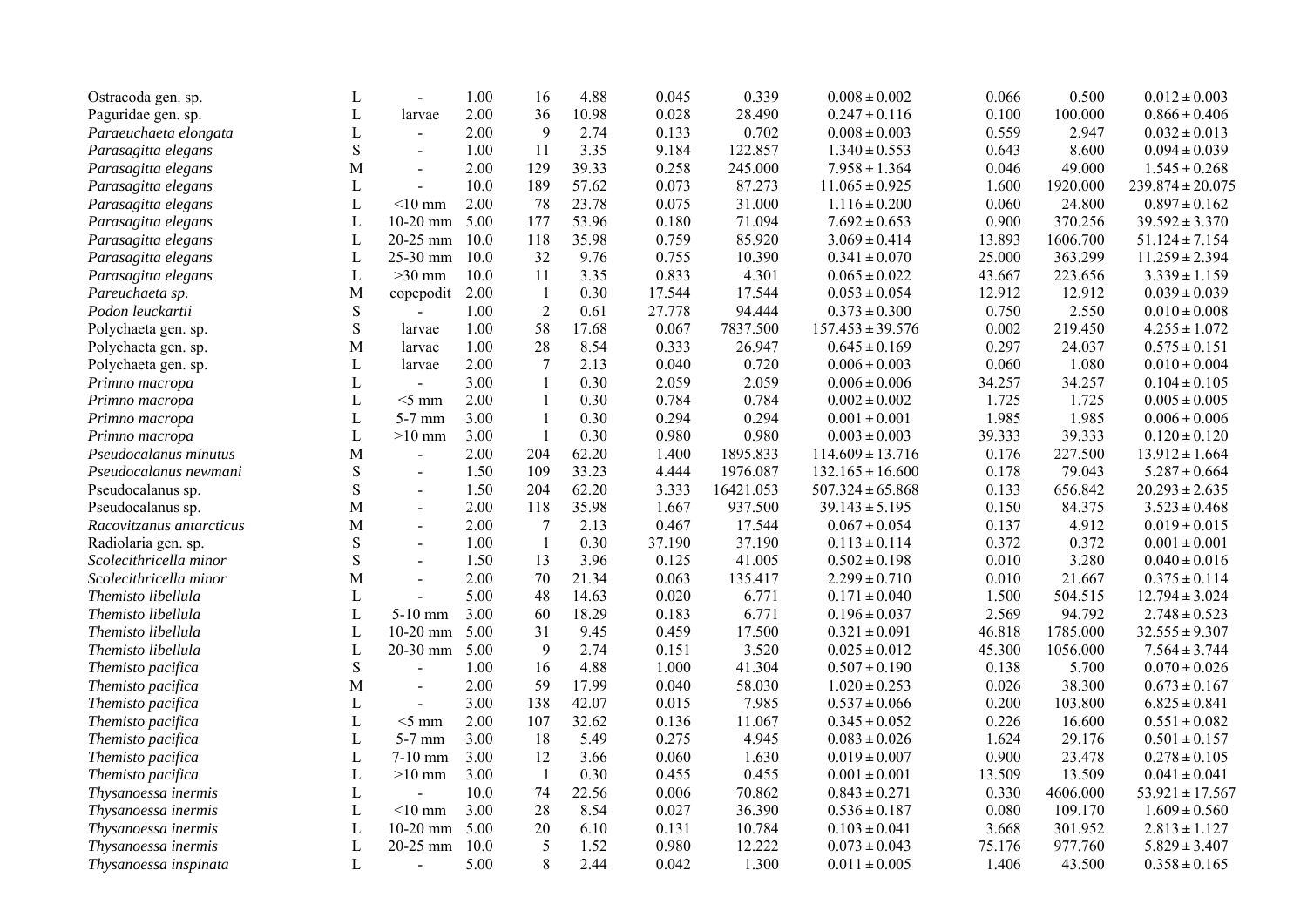| | | | | | | | | | | | |
|---|---|---|---|---|---|---|---|---|---|---|---|
| Ostracoda gen. sp. | L | - | 1.00 | 16 | 4.88 | 0.045 | 0.339 | 0.008 ± 0.002 | 0.066 | 0.500 | 0.012 ± 0.003 |
| Paguridae gen. sp. | L | larvae | 2.00 | 36 | 10.98 | 0.028 | 28.490 | 0.247 ± 0.116 | 0.100 | 100.000 | 0.866 ± 0.406 |
| *Paraeuchaeta elongata* | L | - | 2.00 | 9 | 2.74 | 0.133 | 0.702 | 0.008 ± 0.003 | 0.559 | 2.947 | 0.032 ± 0.013 |
| *Parasagitta elegans* | S | - | 1.00 | 11 | 3.35 | 9.184 | 122.857 | 1.340 ± 0.553 | 0.643 | 8.600 | 0.094 ± 0.039 |
| *Parasagitta elegans* | M | - | 2.00 | 129 | 39.33 | 0.258 | 245.000 | 7.958 ± 1.364 | 0.046 | 49.000 | 1.545 ± 0.268 |
| *Parasagitta elegans* | L | - | 10.0 | 189 | 57.62 | 0.073 | 87.273 | 11.065 ± 0.925 | 1.600 | 1920.000 | 239.874 ± 20.075 |
| *Parasagitta elegans* | L | <10 mm | 2.00 | 78 | 23.78 | 0.075 | 31.000 | 1.116 ± 0.200 | 0.060 | 24.800 | 0.897 ± 0.162 |
| *Parasagitta elegans* | L | 10-20 mm | 5.00 | 177 | 53.96 | 0.180 | 71.094 | 7.692 ± 0.653 | 0.900 | 370.256 | 39.592 ± 3.370 |
| *Parasagitta elegans* | L | 20-25 mm | 10.0 | 118 | 35.98 | 0.759 | 85.920 | 3.069 ± 0.414 | 13.893 | 1606.700 | 51.124 ± 7.154 |
| *Parasagitta elegans* | L | 25-30 mm | 10.0 | 32 | 9.76 | 0.755 | 10.390 | 0.341 ± 0.070 | 25.000 | 363.299 | 11.259 ± 2.394 |
| *Parasagitta elegans* | L | >30 mm | 10.0 | 11 | 3.35 | 0.833 | 4.301 | 0.065 ± 0.022 | 43.667 | 223.656 | 3.339 ± 1.159 |
| *Pareuchaeta sp.* | M | copepodit | 2.00 | 1 | 0.30 | 17.544 | 17.544 | 0.053 ± 0.054 | 12.912 | 12.912 | 0.039 ± 0.039 |
| *Podon leuckartii* | S | - | 1.00 | 2 | 0.61 | 27.778 | 94.444 | 0.373 ± 0.300 | 0.750 | 2.550 | 0.010 ± 0.008 |
| Polychaeta gen. sp. | S | larvae | 1.00 | 58 | 17.68 | 0.067 | 7837.500 | 157.453 ± 39.576 | 0.002 | 219.450 | 4.255 ± 1.072 |
| Polychaeta gen. sp. | M | larvae | 1.00 | 28 | 8.54 | 0.333 | 26.947 | 0.645 ± 0.169 | 0.297 | 24.037 | 0.575 ± 0.151 |
| Polychaeta gen. sp. | L | larvae | 2.00 | 7 | 2.13 | 0.040 | 0.720 | 0.006 ± 0.003 | 0.060 | 1.080 | 0.010 ± 0.004 |
| *Primno macropa* | L | - | 3.00 | 1 | 0.30 | 2.059 | 2.059 | 0.006 ± 0.006 | 34.257 | 34.257 | 0.104 ± 0.105 |
| *Primno macropa* | L | <5 mm | 2.00 | 1 | 0.30 | 0.784 | 0.784 | 0.002 ± 0.002 | 1.725 | 1.725 | 0.005 ± 0.005 |
| *Primno macropa* | L | 5-7 mm | 3.00 | 1 | 0.30 | 0.294 | 0.294 | 0.001 ± 0.001 | 1.985 | 1.985 | 0.006 ± 0.006 |
| *Primno macropa* | L | >10 mm | 3.00 | 1 | 0.30 | 0.980 | 0.980 | 0.003 ± 0.003 | 39.333 | 39.333 | 0.120 ± 0.120 |
| *Pseudocalanus minutus* | M | - | 2.00 | 204 | 62.20 | 1.400 | 1895.833 | 114.609 ± 13.716 | 0.176 | 227.500 | 13.912 ± 1.664 |
| *Pseudocalanus newmani* | S | - | 1.50 | 109 | 33.23 | 4.444 | 1976.087 | 132.165 ± 16.600 | 0.178 | 79.043 | 5.287 ± 0.664 |
| Pseudocalanus sp. | S | - | 1.50 | 204 | 62.20 | 3.333 | 16421.053 | 507.324 ± 65.868 | 0.133 | 656.842 | 20.293 ± 2.635 |
| Pseudocalanus sp. | M | - | 2.00 | 118 | 35.98 | 1.667 | 937.500 | 39.143 ± 5.195 | 0.150 | 84.375 | 3.523 ± 0.468 |
| *Racovitzanus antarcticus* | M | - | 2.00 | 7 | 2.13 | 0.467 | 17.544 | 0.067 ± 0.054 | 0.137 | 4.912 | 0.019 ± 0.015 |
| Radiolaria gen. sp. | S | - | 1.00 | 1 | 0.30 | 37.190 | 37.190 | 0.113 ± 0.114 | 0.372 | 0.372 | 0.001 ± 0.001 |
| *Scolecithricella minor* | S | - | 1.50 | 13 | 3.96 | 0.125 | 41.005 | 0.502 ± 0.198 | 0.010 | 3.280 | 0.040 ± 0.016 |
| *Scolecithricella minor* | M | - | 2.00 | 70 | 21.34 | 0.063 | 135.417 | 2.299 ± 0.710 | 0.010 | 21.667 | 0.375 ± 0.114 |
| *Themisto libellula* | L | - | 5.00 | 48 | 14.63 | 0.020 | 6.771 | 0.171 ± 0.040 | 1.500 | 504.515 | 12.794 ± 3.024 |
| *Themisto libellula* | L | 5-10 mm | 3.00 | 60 | 18.29 | 0.183 | 6.771 | 0.196 ± 0.037 | 2.569 | 94.792 | 2.748 ± 0.523 |
| *Themisto libellula* | L | 10-20 mm | 5.00 | 31 | 9.45 | 0.459 | 17.500 | 0.321 ± 0.091 | 46.818 | 1785.000 | 32.555 ± 9.307 |
| *Themisto libellula* | L | 20-30 mm | 5.00 | 9 | 2.74 | 0.151 | 3.520 | 0.025 ± 0.012 | 45.300 | 1056.000 | 7.564 ± 3.744 |
| *Themisto pacifica* | S | - | 1.00 | 16 | 4.88 | 1.000 | 41.304 | 0.507 ± 0.190 | 0.138 | 5.700 | 0.070 ± 0.026 |
| *Themisto pacifica* | M | - | 2.00 | 59 | 17.99 | 0.040 | 58.030 | 1.020 ± 0.253 | 0.026 | 38.300 | 0.673 ± 0.167 |
| *Themisto pacifica* | L | - | 3.00 | 138 | 42.07 | 0.015 | 7.985 | 0.537 ± 0.066 | 0.200 | 103.800 | 6.825 ± 0.841 |
| *Themisto pacifica* | L | <5 mm | 2.00 | 107 | 32.62 | 0.136 | 11.067 | 0.345 ± 0.052 | 0.226 | 16.600 | 0.551 ± 0.082 |
| *Themisto pacifica* | L | 5-7 mm | 3.00 | 18 | 5.49 | 0.275 | 4.945 | 0.083 ± 0.026 | 1.624 | 29.176 | 0.501 ± 0.157 |
| *Themisto pacifica* | L | 7-10 mm | 3.00 | 12 | 3.66 | 0.060 | 1.630 | 0.019 ± 0.007 | 0.900 | 23.478 | 0.278 ± 0.105 |
| *Themisto pacifica* | L | >10 mm | 3.00 | 1 | 0.30 | 0.455 | 0.455 | 0.001 ± 0.001 | 13.509 | 13.509 | 0.041 ± 0.041 |
| *Thysanoessa inermis* | L | - | 10.0 | 74 | 22.56 | 0.006 | 70.862 | 0.843 ± 0.271 | 0.330 | 4606.000 | 53.921 ± 17.567 |
| *Thysanoessa inermis* | L | <10 mm | 3.00 | 28 | 8.54 | 0.027 | 36.390 | 0.536 ± 0.187 | 0.080 | 109.170 | 1.609 ± 0.560 |
| *Thysanoessa inermis* | L | 10-20 mm | 5.00 | 20 | 6.10 | 0.131 | 10.784 | 0.103 ± 0.041 | 3.668 | 301.952 | 2.813 ± 1.127 |
| *Thysanoessa inermis* | L | 20-25 mm | 10.0 | 5 | 1.52 | 0.980 | 12.222 | 0.073 ± 0.043 | 75.176 | 977.760 | 5.829 ± 3.407 |
| *Thysanoessa inspinata* | L | - | 5.00 | 8 | 2.44 | 0.042 | 1.300 | 0.011 ± 0.005 | 1.406 | 43.500 | 0.358 ± 0.165 |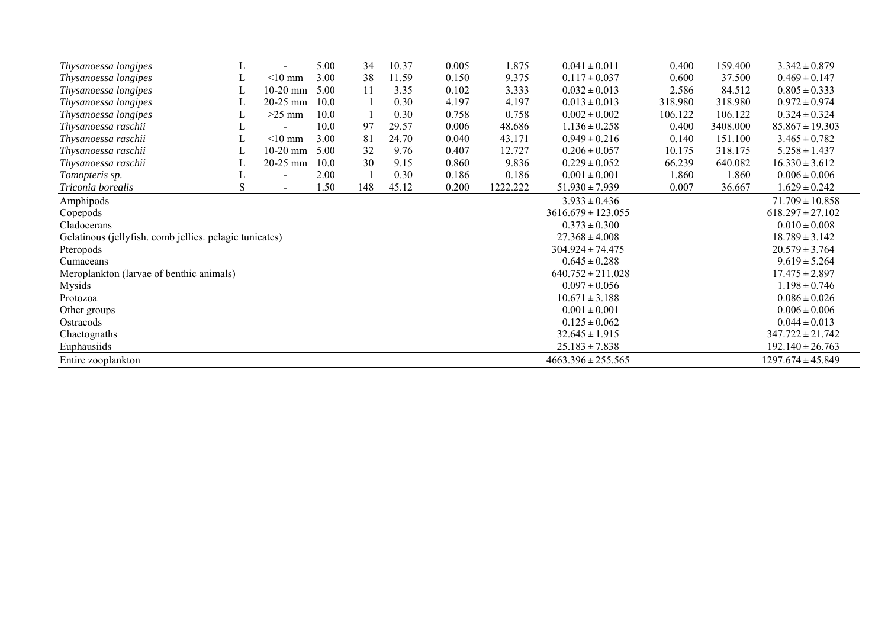| | | | | | | | | | | | |
|---|---|---|---|---|---|---|---|---|---|---|---|
| *Thysanoessa longipes* | L | - | 5.00 | 34 | 10.37 | 0.005 | 1.875 | 0.041 ± 0.011 | 0.400 | 159.400 | 3.342 ± 0.879 |
| *Thysanoessa longipes* | L | <10 mm | 3.00 | 38 | 11.59 | 0.150 | 9.375 | 0.117 ± 0.037 | 0.600 | 37.500 | 0.469 ± 0.147 |
| *Thysanoessa longipes* | L | 10-20 mm | 5.00 | 11 | 3.35 | 0.102 | 3.333 | 0.032 ± 0.013 | 2.586 | 84.512 | 0.805 ± 0.333 |
| *Thysanoessa longipes* | L | 20-25 mm | 10.0 | 1 | 0.30 | 4.197 | 4.197 | 0.013 ± 0.013 | 318.980 | 318.980 | 0.972 ± 0.974 |
| *Thysanoessa longipes* | L | >25 mm | 10.0 | 1 | 0.30 | 0.758 | 0.758 | 0.002 ± 0.002 | 106.122 | 106.122 | 0.324 ± 0.324 |
| *Thysanoessa raschii* | L | - | 10.0 | 97 | 29.57 | 0.006 | 48.686 | 1.136 ± 0.258 | 0.400 | 3408.000 | 85.867 ± 19.303 |
| *Thysanoessa raschii* | L | <10 mm | 3.00 | 81 | 24.70 | 0.040 | 43.171 | 0.949 ± 0.216 | 0.140 | 151.100 | 3.465 ± 0.782 |
| *Thysanoessa raschii* | L | 10-20 mm | 5.00 | 32 | 9.76 | 0.407 | 12.727 | 0.206 ± 0.057 | 10.175 | 318.175 | 5.258 ± 1.437 |
| *Thysanoessa raschii* | L | 20-25 mm | 10.0 | 30 | 9.15 | 0.860 | 9.836 | 0.229 ± 0.052 | 66.239 | 640.082 | 16.330 ± 3.612 |
| *Tomopteris sp.* | L | - | 2.00 | 1 | 0.30 | 0.186 | 0.186 | 0.001 ± 0.001 | 1.860 | 1.860 | 0.006 ± 0.006 |
| *Triconia borealis* | S | - | 1.50 | 148 | 45.12 | 0.200 | 1222.222 | 51.930 ± 7.939 | 0.007 | 36.667 | 1.629 ± 0.242 |
| Amphipods | | | | | | | | 3.933 ± 0.436 | | | 71.709 ± 10.858 |
| Copepods | | | | | | | | 3616.679 ± 123.055 | | | 618.297 ± 27.102 |
| Cladocerans | | | | | | | | 0.373 ± 0.300 | | | 0.010 ± 0.008 |
| Gelatinous (jellyfish. comb jellies. pelagic tunicates) | | | | | | | | 27.368 ± 4.008 | | | 18.789 ± 3.142 |
| Pteropods | | | | | | | | 304.924 ± 74.475 | | | 20.579 ± 3.764 |
| Cumaceans | | | | | | | | 0.645 ± 0.288 | | | 9.619 ± 5.264 |
| Meroplankton (larvae of benthic animals) | | | | | | | | 640.752 ± 211.028 | | | 17.475 ± 2.897 |
| Mysids | | | | | | | | 0.097 ± 0.056 | | | 1.198 ± 0.746 |
| Protozoa | | | | | | | | 10.671 ± 3.188 | | | 0.086 ± 0.026 |
| Other groups | | | | | | | | 0.001 ± 0.001 | | | 0.006 ± 0.006 |
| Ostracods | | | | | | | | 0.125 ± 0.062 | | | 0.044 ± 0.013 |
| Chaetognaths | | | | | | | | 32.645 ± 1.915 | | | 347.722 ± 21.742 |
| Euphausiids | | | | | | | | 25.183 ± 7.838 | | | 192.140 ± 26.763 |
| Entire zooplankton | | | | | | | | 4663.396 ± 255.565 | | | 1297.674 ± 45.849 |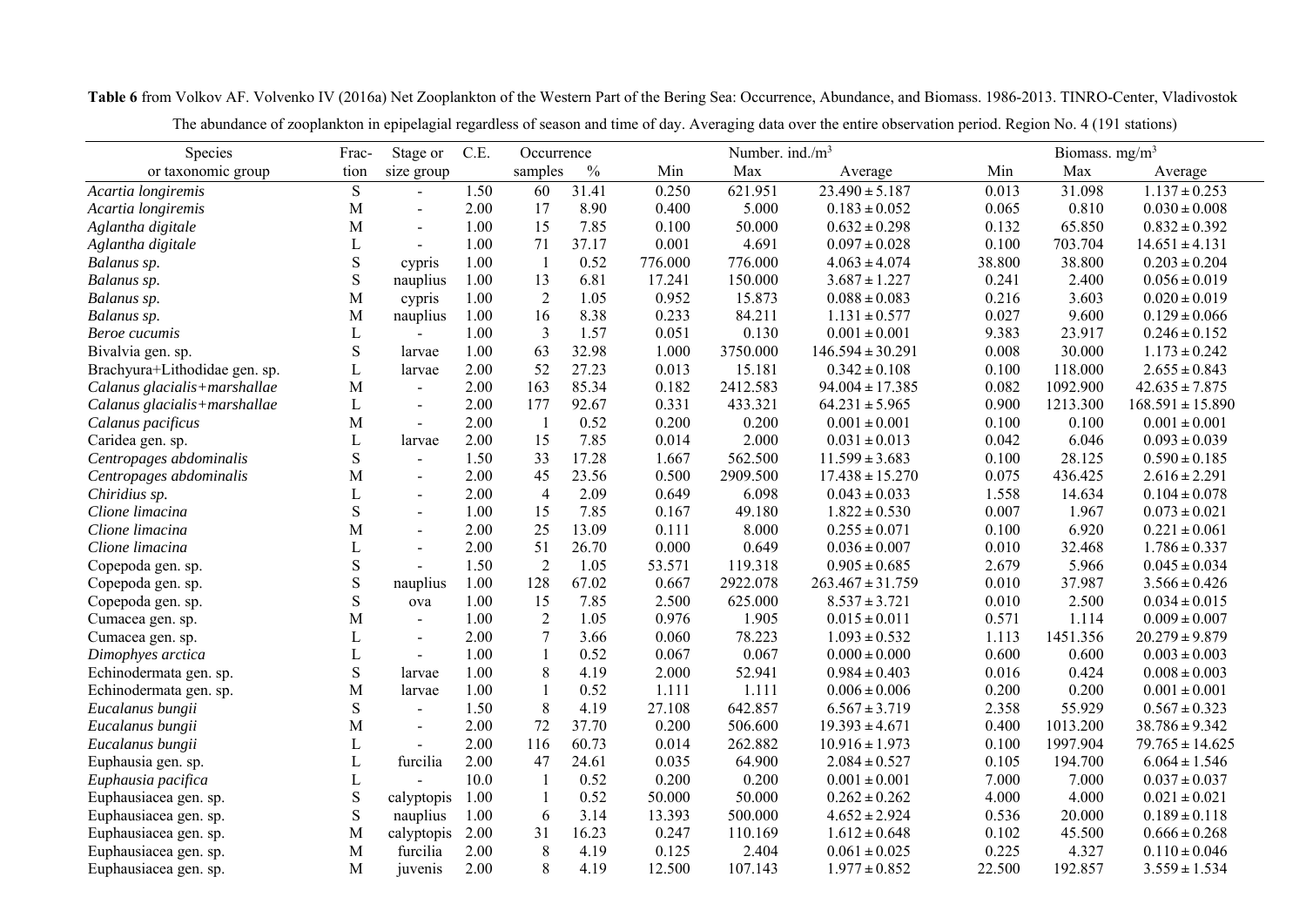**Table 6** from Volkov AF. Volvenko IV (2016a) Net Zooplankton of the Western Part of the Bering Sea: Occurrence, Abundance, and Biomass. 1986-2013. TINRO-Center, Vladivostok

The abundance of zooplankton in epipelagial regardless of season and time of day. Averaging data over the entire observation period. Region No. 4 (191 stations)

| Species or taxonomic group | Fraction | Stage or size group | C.E. | Occurrence samples | Occurrence % | Number. ind./m³ Min | Number. ind./m³ Max | Number. ind./m³ Average | Biomass. mg/m³ Min | Biomass. mg/m³ Max | Biomass. mg/m³ Average |
|---|---|---|---|---|---|---|---|---|---|---|---|
| *Acartia longiremis* | S | - | 1.50 | 60 | 31.41 | 0.250 | 621.951 | 23.490 ± 5.187 | 0.013 | 31.098 | 1.137 ± 0.253 |
| *Acartia longiremis* | M | - | 2.00 | 17 | 8.90 | 0.400 | 5.000 | 0.183 ± 0.052 | 0.065 | 0.810 | 0.030 ± 0.008 |
| *Aglantha digitale* | M | - | 1.00 | 15 | 7.85 | 0.100 | 50.000 | 0.632 ± 0.298 | 0.132 | 65.850 | 0.832 ± 0.392 |
| *Aglantha digitale* | L | - | 1.00 | 71 | 37.17 | 0.001 | 4.691 | 0.097 ± 0.028 | 0.100 | 703.704 | 14.651 ± 4.131 |
| *Balanus sp.* | S | cypris | 1.00 | 1 | 0.52 | 776.000 | 776.000 | 4.063 ± 4.074 | 38.800 | 38.800 | 0.203 ± 0.204 |
| *Balanus sp.* | S | nauplius | 1.00 | 13 | 6.81 | 17.241 | 150.000 | 3.687 ± 1.227 | 0.241 | 2.400 | 0.056 ± 0.019 |
| *Balanus sp.* | M | cypris | 1.00 | 2 | 1.05 | 0.952 | 15.873 | 0.088 ± 0.083 | 0.216 | 3.603 | 0.020 ± 0.019 |
| *Balanus sp.* | M | nauplius | 1.00 | 16 | 8.38 | 0.233 | 84.211 | 1.131 ± 0.577 | 0.027 | 9.600 | 0.129 ± 0.066 |
| *Beroe cucumis* | L | - | 1.00 | 3 | 1.57 | 0.051 | 0.130 | 0.001 ± 0.001 | 9.383 | 23.917 | 0.246 ± 0.152 |
| Bivalvia gen. sp. | S | larvae | 1.00 | 63 | 32.98 | 1.000 | 3750.000 | 146.594 ± 30.291 | 0.008 | 30.000 | 1.173 ± 0.242 |
| Brachyura+Lithodidae gen. sp. | L | larvae | 2.00 | 52 | 27.23 | 0.013 | 15.181 | 0.342 ± 0.108 | 0.100 | 118.000 | 2.655 ± 0.843 |
| *Calanus glacialis+marshallae* | M | - | 2.00 | 163 | 85.34 | 0.182 | 2412.583 | 94.004 ± 17.385 | 0.082 | 1092.900 | 42.635 ± 7.875 |
| *Calanus glacialis+marshallae* | L | - | 2.00 | 177 | 92.67 | 0.331 | 433.321 | 64.231 ± 5.965 | 0.900 | 1213.300 | 168.591 ± 15.890 |
| *Calanus pacificus* | M | - | 2.00 | 1 | 0.52 | 0.200 | 0.200 | 0.001 ± 0.001 | 0.100 | 0.100 | 0.001 ± 0.001 |
| Caridea gen. sp. | L | larvae | 2.00 | 15 | 7.85 | 0.014 | 2.000 | 0.031 ± 0.013 | 0.042 | 6.046 | 0.093 ± 0.039 |
| *Centropages abdominalis* | S | - | 1.50 | 33 | 17.28 | 1.667 | 562.500 | 11.599 ± 3.683 | 0.100 | 28.125 | 0.590 ± 0.185 |
| *Centropages abdominalis* | M | - | 2.00 | 45 | 23.56 | 0.500 | 2909.500 | 17.438 ± 15.270 | 0.075 | 436.425 | 2.616 ± 2.291 |
| *Chiridius sp.* | L | - | 2.00 | 4 | 2.09 | 0.649 | 6.098 | 0.043 ± 0.033 | 1.558 | 14.634 | 0.104 ± 0.078 |
| *Clione limacina* | S | - | 1.00 | 15 | 7.85 | 0.167 | 49.180 | 1.822 ± 0.530 | 0.007 | 1.967 | 0.073 ± 0.021 |
| *Clione limacina* | M | - | 2.00 | 25 | 13.09 | 0.111 | 8.000 | 0.255 ± 0.071 | 0.100 | 6.920 | 0.221 ± 0.061 |
| *Clione limacina* | L | - | 2.00 | 51 | 26.70 | 0.000 | 0.649 | 0.036 ± 0.007 | 0.010 | 32.468 | 1.786 ± 0.337 |
| Copepoda gen. sp. | S | - | 1.50 | 2 | 1.05 | 53.571 | 119.318 | 0.905 ± 0.685 | 2.679 | 5.966 | 0.045 ± 0.034 |
| Copepoda gen. sp. | S | nauplius | 1.00 | 128 | 67.02 | 0.667 | 2922.078 | 263.467 ± 31.759 | 0.010 | 37.987 | 3.566 ± 0.426 |
| Copepoda gen. sp. | S | ova | 1.00 | 15 | 7.85 | 2.500 | 625.000 | 8.537 ± 3.721 | 0.010 | 2.500 | 0.034 ± 0.015 |
| Cumacea gen. sp. | M | - | 1.00 | 2 | 1.05 | 0.976 | 1.905 | 0.015 ± 0.011 | 0.571 | 1.114 | 0.009 ± 0.007 |
| Cumacea gen. sp. | L | - | 2.00 | 7 | 3.66 | 0.060 | 78.223 | 1.093 ± 0.532 | 1.113 | 1451.356 | 20.279 ± 9.879 |
| *Dimophyes arctica* | L | - | 1.00 | 1 | 0.52 | 0.067 | 0.067 | 0.000 ± 0.000 | 0.600 | 0.600 | 0.003 ± 0.003 |
| Echinodermata gen. sp. | S | larvae | 1.00 | 8 | 4.19 | 2.000 | 52.941 | 0.984 ± 0.403 | 0.016 | 0.424 | 0.008 ± 0.003 |
| Echinodermata gen. sp. | M | larvae | 1.00 | 1 | 0.52 | 1.111 | 1.111 | 0.006 ± 0.006 | 0.200 | 0.200 | 0.001 ± 0.001 |
| *Eucalanus bungii* | S | - | 1.50 | 8 | 4.19 | 27.108 | 642.857 | 6.567 ± 3.719 | 2.358 | 55.929 | 0.567 ± 0.323 |
| *Eucalanus bungii* | M | - | 2.00 | 72 | 37.70 | 0.200 | 506.600 | 19.393 ± 4.671 | 0.400 | 1013.200 | 38.786 ± 9.342 |
| *Eucalanus bungii* | L | - | 2.00 | 116 | 60.73 | 0.014 | 262.882 | 10.916 ± 1.973 | 0.100 | 1997.904 | 79.765 ± 14.625 |
| Euphausia gen. sp. | L | furcilia | 2.00 | 47 | 24.61 | 0.035 | 64.900 | 2.084 ± 0.527 | 0.105 | 194.700 | 6.064 ± 1.546 |
| *Euphausia pacifica* | L | - | 10.0 | 1 | 0.52 | 0.200 | 0.200 | 0.001 ± 0.001 | 7.000 | 7.000 | 0.037 ± 0.037 |
| Euphausiacea gen. sp. | S | calyptopis | 1.00 | 1 | 0.52 | 50.000 | 50.000 | 0.262 ± 0.262 | 4.000 | 4.000 | 0.021 ± 0.021 |
| Euphausiacea gen. sp. | S | nauplius | 1.00 | 6 | 3.14 | 13.393 | 500.000 | 4.652 ± 2.924 | 0.536 | 20.000 | 0.189 ± 0.118 |
| Euphausiacea gen. sp. | M | calyptopis | 2.00 | 31 | 16.23 | 0.247 | 110.169 | 1.612 ± 0.648 | 0.102 | 45.500 | 0.666 ± 0.268 |
| Euphausiacea gen. sp. | M | furcilia | 2.00 | 8 | 4.19 | 0.125 | 2.404 | 0.061 ± 0.025 | 0.225 | 4.327 | 0.110 ± 0.046 |
| Euphausiacea gen. sp. | M | juvenis | 2.00 | 8 | 4.19 | 12.500 | 107.143 | 1.977 ± 0.852 | 22.500 | 192.857 | 3.559 ± 1.534 |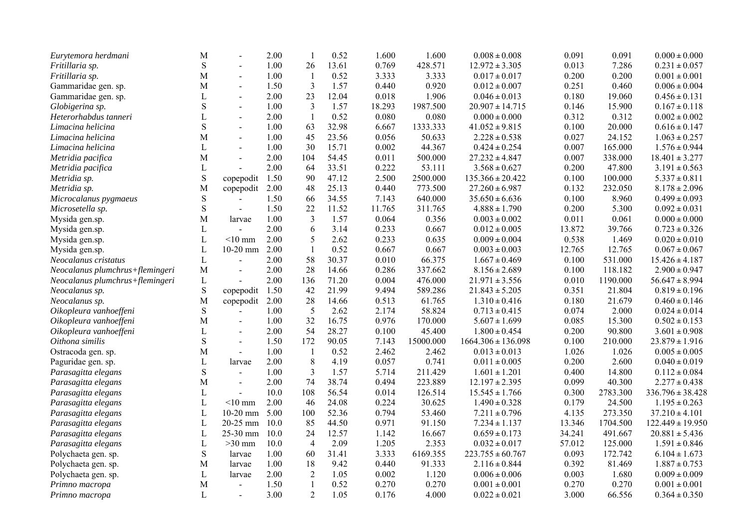| | | | | | | | | | | | |
|---|---|---|---|---|---|---|---|---|---|---|---|
| *Eurytemora herdmani* | M | - | 2.00 | 1 | 0.52 | 1.600 | 1.600 | 0.008 ± 0.008 | 0.091 | 0.091 | 0.000 ± 0.000 |
| *Fritillaria sp.* | S | - | 1.00 | 26 | 13.61 | 0.769 | 428.571 | 12.972 ± 3.305 | 0.013 | 7.286 | 0.231 ± 0.057 |
| *Fritillaria sp.* | M | - | 1.00 | 1 | 0.52 | 3.333 | 3.333 | 0.017 ± 0.017 | 0.200 | 0.200 | 0.001 ± 0.001 |
| Gammaridae gen. sp. | M | - | 1.50 | 3 | 1.57 | 0.440 | 0.920 | 0.012 ± 0.007 | 0.251 | 0.460 | 0.006 ± 0.004 |
| Gammaridae gen. sp. | L | - | 2.00 | 23 | 12.04 | 0.018 | 1.906 | 0.046 ± 0.013 | 0.180 | 19.060 | 0.456 ± 0.131 |
| *Globigerina sp.* | S | - | 1.00 | 3 | 1.57 | 18.293 | 1987.500 | 20.907 ± 14.715 | 0.146 | 15.900 | 0.167 ± 0.118 |
| *Heterorhabdus tanneri* | L | - | 2.00 | 1 | 0.52 | 0.080 | 0.080 | 0.000 ± 0.000 | 0.312 | 0.312 | 0.002 ± 0.002 |
| *Limacina helicina* | S | - | 1.00 | 63 | 32.98 | 6.667 | 1333.333 | 41.052 ± 9.815 | 0.100 | 20.000 | 0.616 ± 0.147 |
| *Limacina helicina* | M | - | 1.00 | 45 | 23.56 | 0.056 | 50.633 | 2.228 ± 0.538 | 0.027 | 24.152 | 1.063 ± 0.257 |
| *Limacina helicina* | L | - | 1.00 | 30 | 15.71 | 0.002 | 44.367 | 0.424 ± 0.254 | 0.007 | 165.000 | 1.576 ± 0.944 |
| *Metridia pacifica* | M | - | 2.00 | 104 | 54.45 | 0.011 | 500.000 | 27.232 ± 4.847 | 0.007 | 338.000 | 18.401 ± 3.277 |
| *Metridia pacifica* | L | - | 2.00 | 64 | 33.51 | 0.222 | 53.111 | 3.568 ± 0.627 | 0.200 | 47.800 | 3.191 ± 0.563 |
| *Metridia sp.* | S | copepodit | 1.50 | 90 | 47.12 | 2.500 | 2500.000 | 135.366 ± 20.422 | 0.100 | 100.000 | 5.337 ± 0.811 |
| *Metridia sp.* | M | copepodit | 2.00 | 48 | 25.13 | 0.440 | 773.500 | 27.260 ± 6.987 | 0.132 | 232.050 | 8.178 ± 2.096 |
| *Microcalanus pygmaeus* | S | - | 1.50 | 66 | 34.55 | 7.143 | 640.000 | 35.650 ± 6.636 | 0.100 | 8.960 | 0.499 ± 0.093 |
| *Microsetella sp.* | S | - | 1.50 | 22 | 11.52 | 11.765 | 311.765 | 4.888 ± 1.790 | 0.200 | 5.300 | 0.092 ± 0.031 |
| Mysida gen.sp. | M | larvae | 1.00 | 3 | 1.57 | 0.064 | 0.356 | 0.003 ± 0.002 | 0.011 | 0.061 | 0.000 ± 0.000 |
| Mysida gen.sp. | L | - | 2.00 | 6 | 3.14 | 0.233 | 0.667 | 0.012 ± 0.005 | 13.872 | 39.766 | 0.723 ± 0.326 |
| Mysida gen.sp. | L | <10 mm | 2.00 | 5 | 2.62 | 0.233 | 0.635 | 0.009 ± 0.004 | 0.538 | 1.469 | 0.020 ± 0.010 |
| Mysida gen.sp. | L | 10-20 mm | 2.00 | 1 | 0.52 | 0.667 | 0.667 | 0.003 ± 0.003 | 12.765 | 12.765 | 0.067 ± 0.067 |
| *Neocalanus cristatus* | L | - | 2.00 | 58 | 30.37 | 0.010 | 66.375 | 1.667 ± 0.469 | 0.100 | 531.000 | 15.426 ± 4.187 |
| *Neocalanus plumchrus+flemingeri* | M | - | 2.00 | 28 | 14.66 | 0.286 | 337.662 | 8.156 ± 2.689 | 0.100 | 118.182 | 2.900 ± 0.947 |
| *Neocalanus plumchrus+flemingeri* | L | - | 2.00 | 136 | 71.20 | 0.004 | 476.000 | 21.971 ± 3.556 | 0.010 | 1190.000 | 56.647 ± 8.994 |
| *Neocalanus sp.* | S | copepodit | 1.50 | 42 | 21.99 | 9.494 | 589.286 | 21.843 ± 5.205 | 0.351 | 21.804 | 0.819 ± 0.196 |
| *Neocalanus sp.* | M | copepodit | 2.00 | 28 | 14.66 | 0.513 | 61.765 | 1.310 ± 0.416 | 0.180 | 21.679 | 0.460 ± 0.146 |
| *Oikopleura vanhoeffeni* | S | - | 1.00 | 5 | 2.62 | 2.174 | 58.824 | 0.713 ± 0.415 | 0.074 | 2.000 | 0.024 ± 0.014 |
| *Oikopleura vanhoeffeni* | M | - | 1.00 | 32 | 16.75 | 0.976 | 170.000 | 5.607 ± 1.699 | 0.085 | 15.300 | 0.502 ± 0.153 |
| *Oikopleura vanhoeffeni* | L | - | 2.00 | 54 | 28.27 | 0.100 | 45.400 | 1.800 ± 0.454 | 0.200 | 90.800 | 3.601 ± 0.908 |
| *Oithona similis* | S | - | 1.50 | 172 | 90.05 | 7.143 | 15000.000 | 1664.306 ± 136.098 | 0.100 | 210.000 | 23.879 ± 1.916 |
| Ostracoda gen. sp. | M | - | 1.00 | 1 | 0.52 | 2.462 | 2.462 | 0.013 ± 0.013 | 1.026 | 1.026 | 0.005 ± 0.005 |
| Paguridae gen. sp. | L | larvae | 2.00 | 8 | 4.19 | 0.057 | 0.741 | 0.011 ± 0.005 | 0.200 | 2.600 | 0.040 ± 0.019 |
| *Parasagitta elegans* | S | - | 1.00 | 3 | 1.57 | 5.714 | 211.429 | 1.601 ± 1.201 | 0.400 | 14.800 | 0.112 ± 0.084 |
| *Parasagitta elegans* | M | - | 2.00 | 74 | 38.74 | 0.494 | 223.889 | 12.197 ± 2.395 | 0.099 | 40.300 | 2.277 ± 0.438 |
| *Parasagitta elegans* | L | - | 10.0 | 108 | 56.54 | 0.014 | 126.514 | 15.545 ± 1.766 | 0.300 | 2783.300 | 336.796 ± 38.428 |
| *Parasagitta elegans* | L | <10 mm | 2.00 | 46 | 24.08 | 0.224 | 30.625 | 1.490 ± 0.328 | 0.179 | 24.500 | 1.195 ± 0.263 |
| *Parasagitta elegans* | L | 10-20 mm | 5.00 | 100 | 52.36 | 0.794 | 53.460 | 7.211 ± 0.796 | 4.135 | 273.350 | 37.210 ± 4.101 |
| *Parasagitta elegans* | L | 20-25 mm | 10.0 | 85 | 44.50 | 0.971 | 91.150 | 7.234 ± 1.137 | 13.346 | 1704.500 | 122.449 ± 19.950 |
| *Parasagitta elegans* | L | 25-30 mm | 10.0 | 24 | 12.57 | 1.142 | 16.667 | 0.659 ± 0.173 | 34.241 | 491.667 | 20.881 ± 5.436 |
| *Parasagitta elegans* | L | >30 mm | 10.0 | 4 | 2.09 | 1.205 | 2.353 | 0.032 ± 0.017 | 57.012 | 125.000 | 1.591 ± 0.846 |
| Polychaeta gen. sp. | S | larvae | 1.00 | 60 | 31.41 | 3.333 | 6169.355 | 223.755 ± 60.767 | 0.093 | 172.742 | 6.104 ± 1.673 |
| Polychaeta gen. sp. | M | larvae | 1.00 | 18 | 9.42 | 0.440 | 91.333 | 2.116 ± 0.844 | 0.392 | 81.469 | 1.887 ± 0.753 |
| Polychaeta gen. sp. | L | larvae | 2.00 | 2 | 1.05 | 0.002 | 1.120 | 0.006 ± 0.006 | 0.003 | 1.680 | 0.009 ± 0.009 |
| *Primno macropa* | M | - | 1.50 | 1 | 0.52 | 0.270 | 0.270 | 0.001 ± 0.001 | 0.270 | 0.270 | 0.001 ± 0.001 |
| *Primno macropa* | L | - | 3.00 | 2 | 1.05 | 0.176 | 4.000 | 0.022 ± 0.021 | 3.000 | 66.556 | 0.364 ± 0.350 |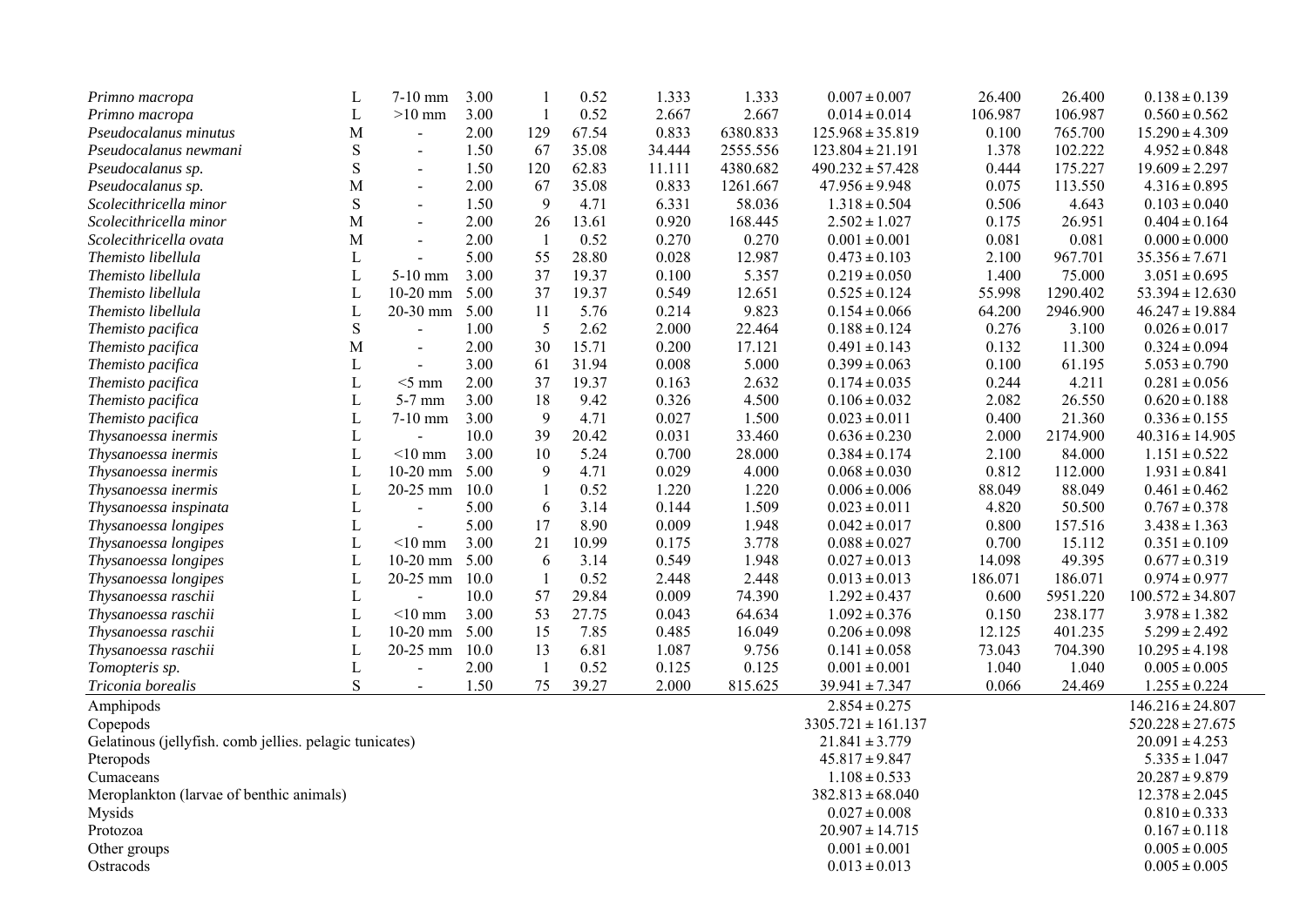| | | | | | | | | | | | |
|---|---|---|---|---|---|---|---|---|---|---|---|
| *Primno macropa* | L | 7-10 mm | 3.00 | 1 | 0.52 | 1.333 | 1.333 | 0.007 ± 0.007 | 26.400 | 26.400 | 0.138 ± 0.139 |
| *Primno macropa* | L | >10 mm | 3.00 | 1 | 0.52 | 2.667 | 2.667 | 0.014 ± 0.014 | 106.987 | 106.987 | 0.560 ± 0.562 |
| *Pseudocalanus minutus* | M | - | 2.00 | 129 | 67.54 | 0.833 | 6380.833 | 125.968 ± 35.819 | 0.100 | 765.700 | 15.290 ± 4.309 |
| *Pseudocalanus newmani* | S | - | 1.50 | 67 | 35.08 | 34.444 | 2555.556 | 123.804 ± 21.191 | 1.378 | 102.222 | 4.952 ± 0.848 |
| *Pseudocalanus sp.* | S | - | 1.50 | 120 | 62.83 | 11.111 | 4380.682 | 490.232 ± 57.428 | 0.444 | 175.227 | 19.609 ± 2.297 |
| *Pseudocalanus sp.* | M | - | 2.00 | 67 | 35.08 | 0.833 | 1261.667 | 47.956 ± 9.948 | 0.075 | 113.550 | 4.316 ± 0.895 |
| *Scolecithricella minor* | S | - | 1.50 | 9 | 4.71 | 6.331 | 58.036 | 1.318 ± 0.504 | 0.506 | 4.643 | 0.103 ± 0.040 |
| *Scolecithricella minor* | M | - | 2.00 | 26 | 13.61 | 0.920 | 168.445 | 2.502 ± 1.027 | 0.175 | 26.951 | 0.404 ± 0.164 |
| *Scolecithricella ovata* | M | - | 2.00 | 1 | 0.52 | 0.270 | 0.270 | 0.001 ± 0.001 | 0.081 | 0.081 | 0.000 ± 0.000 |
| *Themisto libellula* | L | - | 5.00 | 55 | 28.80 | 0.028 | 12.987 | 0.473 ± 0.103 | 2.100 | 967.701 | 35.356 ± 7.671 |
| *Themisto libellula* | L | 5-10 mm | 3.00 | 37 | 19.37 | 0.100 | 5.357 | 0.219 ± 0.050 | 1.400 | 75.000 | 3.051 ± 0.695 |
| *Themisto libellula* | L | 10-20 mm | 5.00 | 37 | 19.37 | 0.549 | 12.651 | 0.525 ± 0.124 | 55.998 | 1290.402 | 53.394 ± 12.630 |
| *Themisto libellula* | L | 20-30 mm | 5.00 | 11 | 5.76 | 0.214 | 9.823 | 0.154 ± 0.066 | 64.200 | 2946.900 | 46.247 ± 19.884 |
| *Themisto pacifica* | S | - | 1.00 | 5 | 2.62 | 2.000 | 22.464 | 0.188 ± 0.124 | 0.276 | 3.100 | 0.026 ± 0.017 |
| *Themisto pacifica* | M | - | 2.00 | 30 | 15.71 | 0.200 | 17.121 | 0.491 ± 0.143 | 0.132 | 11.300 | 0.324 ± 0.094 |
| *Themisto pacifica* | L | - | 3.00 | 61 | 31.94 | 0.008 | 5.000 | 0.399 ± 0.063 | 0.100 | 61.195 | 5.053 ± 0.790 |
| *Themisto pacifica* | L | <5 mm | 2.00 | 37 | 19.37 | 0.163 | 2.632 | 0.174 ± 0.035 | 0.244 | 4.211 | 0.281 ± 0.056 |
| *Themisto pacifica* | L | 5-7 mm | 3.00 | 18 | 9.42 | 0.326 | 4.500 | 0.106 ± 0.032 | 2.082 | 26.550 | 0.620 ± 0.188 |
| *Themisto pacifica* | L | 7-10 mm | 3.00 | 9 | 4.71 | 0.027 | 1.500 | 0.023 ± 0.011 | 0.400 | 21.360 | 0.336 ± 0.155 |
| *Thysanoessa inermis* | L | - | 10.0 | 39 | 20.42 | 0.031 | 33.460 | 0.636 ± 0.230 | 2.000 | 2174.900 | 40.316 ± 14.905 |
| *Thysanoessa inermis* | L | <10 mm | 3.00 | 10 | 5.24 | 0.700 | 28.000 | 0.384 ± 0.174 | 2.100 | 84.000 | 1.151 ± 0.522 |
| *Thysanoessa inermis* | L | 10-20 mm | 5.00 | 9 | 4.71 | 0.029 | 4.000 | 0.068 ± 0.030 | 0.812 | 112.000 | 1.931 ± 0.841 |
| *Thysanoessa inermis* | L | 20-25 mm | 10.0 | 1 | 0.52 | 1.220 | 1.220 | 0.006 ± 0.006 | 88.049 | 88.049 | 0.461 ± 0.462 |
| *Thysanoessa inspinata* | L | - | 5.00 | 6 | 3.14 | 0.144 | 1.509 | 0.023 ± 0.011 | 4.820 | 50.500 | 0.767 ± 0.378 |
| *Thysanoessa longipes* | L | - | 5.00 | 17 | 8.90 | 0.009 | 1.948 | 0.042 ± 0.017 | 0.800 | 157.516 | 3.438 ± 1.363 |
| *Thysanoessa longipes* | L | <10 mm | 3.00 | 21 | 10.99 | 0.175 | 3.778 | 0.088 ± 0.027 | 0.700 | 15.112 | 0.351 ± 0.109 |
| *Thysanoessa longipes* | L | 10-20 mm | 5.00 | 6 | 3.14 | 0.549 | 1.948 | 0.027 ± 0.013 | 14.098 | 49.395 | 0.677 ± 0.319 |
| *Thysanoessa longipes* | L | 20-25 mm | 10.0 | 1 | 0.52 | 2.448 | 2.448 | 0.013 ± 0.013 | 186.071 | 186.071 | 0.974 ± 0.977 |
| *Thysanoessa raschii* | L | - | 10.0 | 57 | 29.84 | 0.009 | 74.390 | 1.292 ± 0.437 | 0.600 | 5951.220 | 100.572 ± 34.807 |
| *Thysanoessa raschii* | L | <10 mm | 3.00 | 53 | 27.75 | 0.043 | 64.634 | 1.092 ± 0.376 | 0.150 | 238.177 | 3.978 ± 1.382 |
| *Thysanoessa raschii* | L | 10-20 mm | 5.00 | 15 | 7.85 | 0.485 | 16.049 | 0.206 ± 0.098 | 12.125 | 401.235 | 5.299 ± 2.492 |
| *Thysanoessa raschii* | L | 20-25 mm | 10.0 | 13 | 6.81 | 1.087 | 9.756 | 0.141 ± 0.058 | 73.043 | 704.390 | 10.295 ± 4.198 |
| *Tomopteris sp.* | L | - | 2.00 | 1 | 0.52 | 0.125 | 0.125 | 0.001 ± 0.001 | 1.040 | 1.040 | 0.005 ± 0.005 |
| *Triconia borealis* | S | - | 1.50 | 75 | 39.27 | 2.000 | 815.625 | 39.941 ± 7.347 | 0.066 | 24.469 | 1.255 ± 0.224 |
| Amphipods | | | | | | | | 2.854 ± 0.275 | | | 146.216 ± 24.807 |
| Copepods | | | | | | | | 3305.721 ± 161.137 | | | 520.228 ± 27.675 |
| Gelatinous (jellyfish. comb jellies. pelagic tunicates) | | | | | | | | 21.841 ± 3.779 | | | 20.091 ± 4.253 |
| Pteropods | | | | | | | | 45.817 ± 9.847 | | | 5.335 ± 1.047 |
| Cumaceans | | | | | | | | 1.108 ± 0.533 | | | 20.287 ± 9.879 |
| Meroplankton (larvae of benthic animals) | | | | | | | | 382.813 ± 68.040 | | | 12.378 ± 2.045 |
| Mysids | | | | | | | | 0.027 ± 0.008 | | | 0.810 ± 0.333 |
| Protozoa | | | | | | | | 20.907 ± 14.715 | | | 0.167 ± 0.118 |
| Other groups | | | | | | | | 0.001 ± 0.001 | | | 0.005 ± 0.005 |
| Ostracods | | | | | | | | 0.013 ± 0.013 | | | 0.005 ± 0.005 |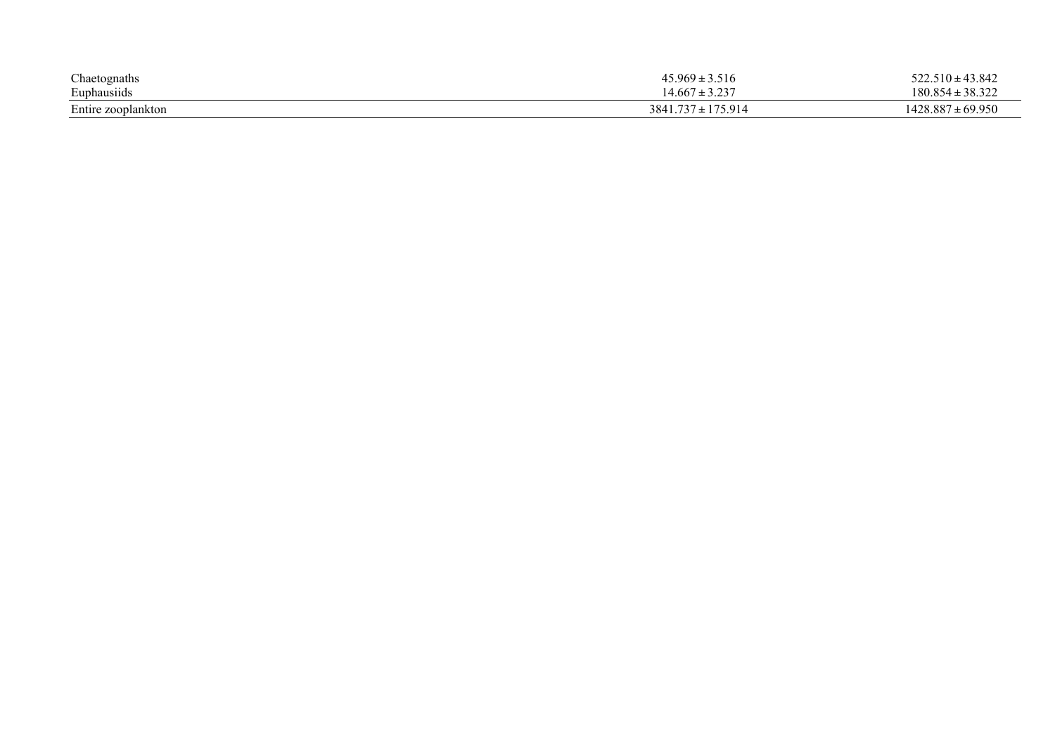| | | |
|---|---|---|
| Chaetognaths | 45.969 ± 3.516 | 522.510 ± 43.842 |
| Euphausiids | 14.667 ± 3.237 | 180.854 ± 38.322 |
| Entire zooplankton | 3841.737 ± 175.914 | 1428.887 ± 69.950 |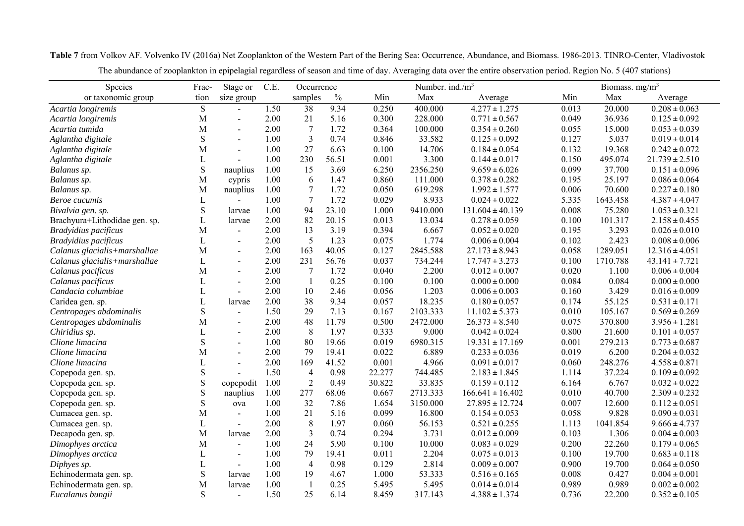**Table 7** from Volkov AF. Volvenko IV (2016a) Net Zooplankton of the Western Part of the Bering Sea: Occurrence, Abundance, and Biomass. 1986-2013. TINRO-Center, Vladivostok

The abundance of zooplankton in epipelagial regardless of season and time of day. Averaging data over the entire observation period. Region No. 5 (407 stations)

| Species or taxonomic group | Frac-tion | Stage or size group | C.E. | Occurrence samples | Occurrence % | Number. ind./m$^3$ Min | Number. ind./m$^3$ Max | Number. ind./m$^3$ Average | Biomass. mg/m$^3$ Min | Biomass. mg/m$^3$ Max | Biomass. mg/m$^3$ Average |
|---|---|---|---|---|---|---|---|---|---|---|---|
| *Acartia longiremis* | S | - | 1.50 | 38 | 9.34 | 0.250 | 400.000 | 4.277 ± 1.275 | 0.013 | 20.000 | 0.208 ± 0.063 |
| *Acartia longiremis* | M | - | 2.00 | 21 | 5.16 | 0.300 | 228.000 | 0.771 ± 0.567 | 0.049 | 36.936 | 0.125 ± 0.092 |
| *Acartia tumida* | M | - | 2.00 | 7 | 1.72 | 0.364 | 100.000 | 0.354 ± 0.260 | 0.055 | 15.000 | 0.053 ± 0.039 |
| *Aglantha digitale* | S | - | 1.00 | 3 | 0.74 | 0.846 | 33.582 | 0.125 ± 0.092 | 0.127 | 5.037 | 0.019 ± 0.014 |
| *Aglantha digitale* | M | - | 1.00 | 27 | 6.63 | 0.100 | 14.706 | 0.184 ± 0.054 | 0.132 | 19.368 | 0.242 ± 0.072 |
| *Aglantha digitale* | L | - | 1.00 | 230 | 56.51 | 0.001 | 3.300 | 0.144 ± 0.017 | 0.150 | 495.074 | 21.739 ± 2.510 |
| *Balanus sp.* | S | nauplius | 1.00 | 15 | 3.69 | 6.250 | 2356.250 | 9.659 ± 6.026 | 0.099 | 37.700 | 0.151 ± 0.096 |
| *Balanus sp.* | M | cypris | 1.00 | 6 | 1.47 | 0.860 | 111.000 | 0.378 ± 0.282 | 0.195 | 25.197 | 0.086 ± 0.064 |
| *Balanus sp.* | M | nauplius | 1.00 | 7 | 1.72 | 0.050 | 619.298 | 1.992 ± 1.577 | 0.006 | 70.600 | 0.227 ± 0.180 |
| *Beroe cucumis* | L | - | 1.00 | 7 | 1.72 | 0.029 | 8.933 | 0.024 ± 0.022 | 5.335 | 1643.458 | 4.387 ± 4.047 |
| *Bivalvia gen. sp.* | S | larvae | 1.00 | 94 | 23.10 | 1.000 | 9410.000 | 131.604 ± 40.139 | 0.008 | 75.280 | 1.053 ± 0.321 |
| Brachyura+Lithodidae gen. sp. | L | larvae | 2.00 | 82 | 20.15 | 0.013 | 13.034 | 0.278 ± 0.059 | 0.100 | 101.317 | 2.158 ± 0.455 |
| *Bradyidius pacificus* | M | - | 2.00 | 13 | 3.19 | 0.394 | 6.667 | 0.052 ± 0.020 | 0.195 | 3.293 | 0.026 ± 0.010 |
| *Bradyidius pacificus* | L | - | 2.00 | 5 | 1.23 | 0.075 | 1.774 | 0.006 ± 0.004 | 0.102 | 2.423 | 0.008 ± 0.006 |
| *Calanus glacialis+marshallae* | M | - | 2.00 | 163 | 40.05 | 0.127 | 2845.588 | 27.173 ± 8.943 | 0.058 | 1289.051 | 12.316 ± 4.051 |
| *Calanus glacialis+marshallae* | L | - | 2.00 | 231 | 56.76 | 0.037 | 734.244 | 17.747 ± 3.273 | 0.100 | 1710.788 | 43.141 ± 7.721 |
| *Calanus pacificus* | M | - | 2.00 | 7 | 1.72 | 0.040 | 2.200 | 0.012 ± 0.007 | 0.020 | 1.100 | 0.006 ± 0.004 |
| *Calanus pacificus* | L | - | 2.00 | 1 | 0.25 | 0.100 | 0.100 | 0.000 ± 0.000 | 0.084 | 0.084 | 0.000 ± 0.000 |
| *Candacia columbiae* | L | - | 2.00 | 10 | 2.46 | 0.056 | 1.203 | 0.006 ± 0.003 | 0.160 | 3.429 | 0.016 ± 0.009 |
| Caridea gen. sp. | L | larvae | 2.00 | 38 | 9.34 | 0.057 | 18.235 | 0.180 ± 0.057 | 0.174 | 55.125 | 0.531 ± 0.171 |
| *Centropages abdominalis* | S | - | 1.50 | 29 | 7.13 | 0.167 | 2103.333 | 11.102 ± 5.373 | 0.010 | 105.167 | 0.569 ± 0.269 |
| *Centropages abdominalis* | M | - | 2.00 | 48 | 11.79 | 0.500 | 2472.000 | 26.373 ± 8.540 | 0.075 | 370.800 | 3.956 ± 1.281 |
| *Chiridius sp.* | L | - | 2.00 | 8 | 1.97 | 0.333 | 9.000 | 0.042 ± 0.024 | 0.800 | 21.600 | 0.101 ± 0.057 |
| *Clione limacina* | S | - | 1.00 | 80 | 19.66 | 0.019 | 6980.315 | 19.331 ± 17.169 | 0.001 | 279.213 | 0.773 ± 0.687 |
| *Clione limacina* | M | - | 2.00 | 79 | 19.41 | 0.022 | 6.889 | 0.233 ± 0.036 | 0.019 | 6.200 | 0.204 ± 0.032 |
| *Clione limacina* | L | - | 2.00 | 169 | 41.52 | 0.001 | 4.966 | 0.091 ± 0.017 | 0.060 | 248.276 | 4.558 ± 0.871 |
| Copepoda gen. sp. | S | - | 1.50 | 4 | 0.98 | 22.277 | 744.485 | 2.183 ± 1.845 | 1.114 | 37.224 | 0.109 ± 0.092 |
| Copepoda gen. sp. | S | copepodit | 1.00 | 2 | 0.49 | 30.822 | 33.835 | 0.159 ± 0.112 | 6.164 | 6.767 | 0.032 ± 0.022 |
| Copepoda gen. sp. | S | nauplius | 1.00 | 277 | 68.06 | 0.667 | 2713.333 | 166.641 ± 16.402 | 0.010 | 40.700 | 2.309 ± 0.232 |
| Copepoda gen. sp. | S | ova | 1.00 | 32 | 7.86 | 1.654 | 3150.000 | 27.895 ± 12.724 | 0.007 | 12.600 | 0.112 ± 0.051 |
| Cumacea gen. sp. | M | - | 1.00 | 21 | 5.16 | 0.099 | 16.800 | 0.154 ± 0.053 | 0.058 | 9.828 | 0.090 ± 0.031 |
| Cumacea gen. sp. | L | - | 2.00 | 8 | 1.97 | 0.060 | 56.153 | 0.521 ± 0.255 | 1.113 | 1041.854 | 9.666 ± 4.737 |
| Decapoda gen. sp. | M | larvae | 2.00 | 3 | 0.74 | 0.294 | 3.731 | 0.012 ± 0.009 | 0.103 | 1.306 | 0.004 ± 0.003 |
| *Dimophyes arctica* | M | - | 1.00 | 24 | 5.90 | 0.100 | 10.000 | 0.083 ± 0.029 | 0.200 | 22.260 | 0.179 ± 0.065 |
| *Dimophyes arctica* | L | - | 1.00 | 79 | 19.41 | 0.011 | 2.204 | 0.075 ± 0.013 | 0.100 | 19.700 | 0.683 ± 0.118 |
| *Diphyes sp.* | L | - | 1.00 | 4 | 0.98 | 0.129 | 2.814 | 0.009 ± 0.007 | 0.900 | 19.700 | 0.064 ± 0.050 |
| Echinodermata gen. sp. | S | larvae | 1.00 | 19 | 4.67 | 1.000 | 53.333 | 0.516 ± 0.165 | 0.008 | 0.427 | 0.004 ± 0.001 |
| Echinodermata gen. sp. | M | larvae | 1.00 | 1 | 0.25 | 5.495 | 5.495 | 0.014 ± 0.014 | 0.989 | 0.989 | 0.002 ± 0.002 |
| *Eucalanus bungii* | S | - | 1.50 | 25 | 6.14 | 8.459 | 317.143 | 4.388 ± 1.374 | 0.736 | 22.200 | 0.352 ± 0.105 |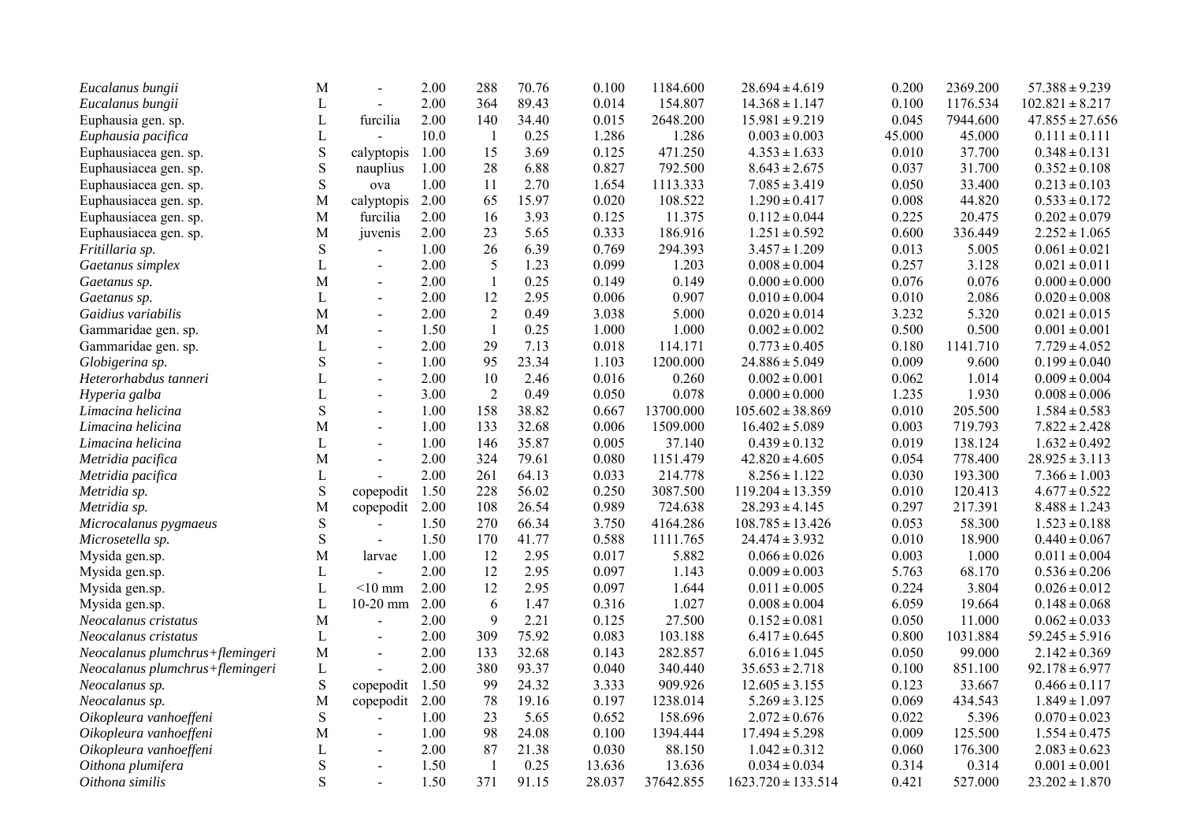| | | | | | | | | | | | |
|---|---|---|---|---|---|---|---|---|---|---|---|
| *Eucalanus bungii* | M | - | 2.00 | 288 | 70.76 | 0.100 | 1184.600 | 28.694 ± 4.619 | 0.200 | 2369.200 | 57.388 ± 9.239 |
| *Eucalanus bungii* | L | - | 2.00 | 364 | 89.43 | 0.014 | 154.807 | 14.368 ± 1.147 | 0.100 | 1176.534 | 102.821 ± 8.217 |
| Euphausia gen. sp. | L | furcilia | 2.00 | 140 | 34.40 | 0.015 | 2648.200 | 15.981 ± 9.219 | 0.045 | 7944.600 | 47.855 ± 27.656 |
| *Euphausia pacifica* | L | - | 10.0 | 1 | 0.25 | 1.286 | 1.286 | 0.003 ± 0.003 | 45.000 | 45.000 | 0.111 ± 0.111 |
| Euphausiacea gen. sp. | S | calyptopis | 1.00 | 15 | 3.69 | 0.125 | 471.250 | 4.353 ± 1.633 | 0.010 | 37.700 | 0.348 ± 0.131 |
| Euphausiacea gen. sp. | S | nauplius | 1.00 | 28 | 6.88 | 0.827 | 792.500 | 8.643 ± 2.675 | 0.037 | 31.700 | 0.352 ± 0.108 |
| Euphausiacea gen. sp. | S | ova | 1.00 | 11 | 2.70 | 1.654 | 1113.333 | 7.085 ± 3.419 | 0.050 | 33.400 | 0.213 ± 0.103 |
| Euphausiacea gen. sp. | M | calyptopis | 2.00 | 65 | 15.97 | 0.020 | 108.522 | 1.290 ± 0.417 | 0.008 | 44.820 | 0.533 ± 0.172 |
| Euphausiacea gen. sp. | M | furcilia | 2.00 | 16 | 3.93 | 0.125 | 11.375 | 0.112 ± 0.044 | 0.225 | 20.475 | 0.202 ± 0.079 |
| Euphausiacea gen. sp. | M | juvenis | 2.00 | 23 | 5.65 | 0.333 | 186.916 | 1.251 ± 0.592 | 0.600 | 336.449 | 2.252 ± 1.065 |
| *Fritillaria sp.* | S | - | 1.00 | 26 | 6.39 | 0.769 | 294.393 | 3.457 ± 1.209 | 0.013 | 5.005 | 0.061 ± 0.021 |
| *Gaetanus simplex* | L | - | 2.00 | 5 | 1.23 | 0.099 | 1.203 | 0.008 ± 0.004 | 0.257 | 3.128 | 0.021 ± 0.011 |
| *Gaetanus sp.* | M | - | 2.00 | 1 | 0.25 | 0.149 | 0.149 | 0.000 ± 0.000 | 0.076 | 0.076 | 0.000 ± 0.000 |
| *Gaetanus sp.* | L | - | 2.00 | 12 | 2.95 | 0.006 | 0.907 | 0.010 ± 0.004 | 0.010 | 2.086 | 0.020 ± 0.008 |
| *Gaidius variabilis* | M | - | 2.00 | 2 | 0.49 | 3.038 | 5.000 | 0.020 ± 0.014 | 3.232 | 5.320 | 0.021 ± 0.015 |
| Gammaridae gen. sp. | M | - | 1.50 | 1 | 0.25 | 1.000 | 1.000 | 0.002 ± 0.002 | 0.500 | 0.500 | 0.001 ± 0.001 |
| Gammaridae gen. sp. | L | - | 2.00 | 29 | 7.13 | 0.018 | 114.171 | 0.773 ± 0.405 | 0.180 | 1141.710 | 7.729 ± 4.052 |
| *Globigerina sp.* | S | - | 1.00 | 95 | 23.34 | 1.103 | 1200.000 | 24.886 ± 5.049 | 0.009 | 9.600 | 0.199 ± 0.040 |
| *Heterorhabdus tanneri* | L | - | 2.00 | 10 | 2.46 | 0.016 | 0.260 | 0.002 ± 0.001 | 0.062 | 1.014 | 0.009 ± 0.004 |
| *Hyperia galba* | L | - | 3.00 | 2 | 0.49 | 0.050 | 0.078 | 0.000 ± 0.000 | 1.235 | 1.930 | 0.008 ± 0.006 |
| *Limacina helicina* | S | - | 1.00 | 158 | 38.82 | 0.667 | 13700.000 | 105.602 ± 38.869 | 0.010 | 205.500 | 1.584 ± 0.583 |
| *Limacina helicina* | M | - | 1.00 | 133 | 32.68 | 0.006 | 1509.000 | 16.402 ± 5.089 | 0.003 | 719.793 | 7.822 ± 2.428 |
| *Limacina helicina* | L | - | 1.00 | 146 | 35.87 | 0.005 | 37.140 | 0.439 ± 0.132 | 0.019 | 138.124 | 1.632 ± 0.492 |
| *Metridia pacifica* | M | - | 2.00 | 324 | 79.61 | 0.080 | 1151.479 | 42.820 ± 4.605 | 0.054 | 778.400 | 28.925 ± 3.113 |
| *Metridia pacifica* | L | - | 2.00 | 261 | 64.13 | 0.033 | 214.778 | 8.256 ± 1.122 | 0.030 | 193.300 | 7.366 ± 1.003 |
| *Metridia sp.* | S | copepodit | 1.50 | 228 | 56.02 | 0.250 | 3087.500 | 119.204 ± 13.359 | 0.010 | 120.413 | 4.677 ± 0.522 |
| *Metridia sp.* | M | copepodit | 2.00 | 108 | 26.54 | 0.989 | 724.638 | 28.293 ± 4.145 | 0.297 | 217.391 | 8.488 ± 1.243 |
| *Microcalanus pygmaeus* | S | - | 1.50 | 270 | 66.34 | 3.750 | 4164.286 | 108.785 ± 13.426 | 0.053 | 58.300 | 1.523 ± 0.188 |
| *Microsetella sp.* | S | - | 1.50 | 170 | 41.77 | 0.588 | 1111.765 | 24.474 ± 3.932 | 0.010 | 18.900 | 0.440 ± 0.067 |
| Mysida gen.sp. | M | larvae | 1.00 | 12 | 2.95 | 0.017 | 5.882 | 0.066 ± 0.026 | 0.003 | 1.000 | 0.011 ± 0.004 |
| Mysida gen.sp. | L | - | 2.00 | 12 | 2.95 | 0.097 | 1.143 | 0.009 ± 0.003 | 5.763 | 68.170 | 0.536 ± 0.206 |
| Mysida gen.sp. | L | <10 mm | 2.00 | 12 | 2.95 | 0.097 | 1.644 | 0.011 ± 0.005 | 0.224 | 3.804 | 0.026 ± 0.012 |
| Mysida gen.sp. | L | 10-20 mm | 2.00 | 6 | 1.47 | 0.316 | 1.027 | 0.008 ± 0.004 | 6.059 | 19.664 | 0.148 ± 0.068 |
| *Neocalanus cristatus* | M | - | 2.00 | 9 | 2.21 | 0.125 | 27.500 | 0.152 ± 0.081 | 0.050 | 11.000 | 0.062 ± 0.033 |
| *Neocalanus cristatus* | L | - | 2.00 | 309 | 75.92 | 0.083 | 103.188 | 6.417 ± 0.645 | 0.800 | 1031.884 | 59.245 ± 5.916 |
| *Neocalanus plumchrus+flemingeri* | M | - | 2.00 | 133 | 32.68 | 0.143 | 282.857 | 6.016 ± 1.045 | 0.050 | 99.000 | 2.142 ± 0.369 |
| *Neocalanus plumchrus+flemingeri* | L | - | 2.00 | 380 | 93.37 | 0.040 | 340.440 | 35.653 ± 2.718 | 0.100 | 851.100 | 92.178 ± 6.977 |
| *Neocalanus sp.* | S | copepodit | 1.50 | 99 | 24.32 | 3.333 | 909.926 | 12.605 ± 3.155 | 0.123 | 33.667 | 0.466 ± 0.117 |
| *Neocalanus sp.* | M | copepodit | 2.00 | 78 | 19.16 | 0.197 | 1238.014 | 5.269 ± 3.125 | 0.069 | 434.543 | 1.849 ± 1.097 |
| *Oikopleura vanhoeffeni* | S | - | 1.00 | 23 | 5.65 | 0.652 | 158.696 | 2.072 ± 0.676 | 0.022 | 5.396 | 0.070 ± 0.023 |
| *Oikopleura vanhoeffeni* | M | - | 1.00 | 98 | 24.08 | 0.100 | 1394.444 | 17.494 ± 5.298 | 0.009 | 125.500 | 1.554 ± 0.475 |
| *Oikopleura vanhoeffeni* | L | - | 2.00 | 87 | 21.38 | 0.030 | 88.150 | 1.042 ± 0.312 | 0.060 | 176.300 | 2.083 ± 0.623 |
| *Oithona plumifera* | S | - | 1.50 | 1 | 0.25 | 13.636 | 13.636 | 0.034 ± 0.034 | 0.314 | 0.314 | 0.001 ± 0.001 |
| *Oithona similis* | S | - | 1.50 | 371 | 91.15 | 28.037 | 37642.855 | 1623.720 ± 133.514 | 0.421 | 527.000 | 23.202 ± 1.870 |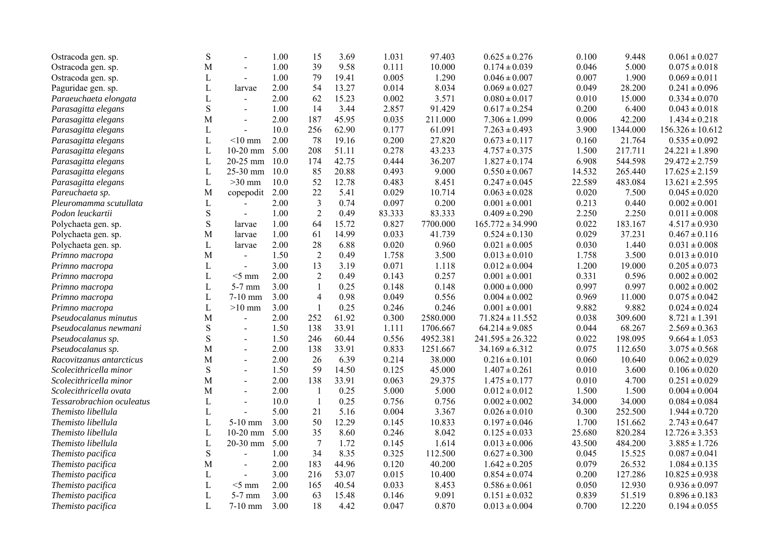| | | | | | | | | | | | |
|---|---|---|---|---|---|---|---|---|---|---|---|
| Ostracoda gen. sp. | S | - | 1.00 | 15 | 3.69 | 1.031 | 97.403 | 0.625 ± 0.276 | 0.100 | 9.448 | 0.061 ± 0.027 |
| Ostracoda gen. sp. | M | - | 1.00 | 39 | 9.58 | 0.111 | 10.000 | 0.174 ± 0.039 | 0.046 | 5.000 | 0.075 ± 0.018 |
| Ostracoda gen. sp. | L | - | 1.00 | 79 | 19.41 | 0.005 | 1.290 | 0.046 ± 0.007 | 0.007 | 1.900 | 0.069 ± 0.011 |
| Paguridae gen. sp. | L | larvae | 2.00 | 54 | 13.27 | 0.014 | 8.034 | 0.069 ± 0.027 | 0.049 | 28.200 | 0.241 ± 0.096 |
| *Paraeuchaeta elongata* | L | - | 2.00 | 62 | 15.23 | 0.002 | 3.571 | 0.080 ± 0.017 | 0.010 | 15.000 | 0.334 ± 0.070 |
| *Parasagitta elegans* | S | - | 1.00 | 14 | 3.44 | 2.857 | 91.429 | 0.617 ± 0.254 | 0.200 | 6.400 | 0.043 ± 0.018 |
| *Parasagitta elegans* | M | - | 2.00 | 187 | 45.95 | 0.035 | 211.000 | 7.306 ± 1.099 | 0.006 | 42.200 | 1.434 ± 0.218 |
| *Parasagitta elegans* | L | - | 10.0 | 256 | 62.90 | 0.177 | 61.091 | 7.263 ± 0.493 | 3.900 | 1344.000 | 156.326 ± 10.612 |
| *Parasagitta elegans* | L | <10 mm | 2.00 | 78 | 19.16 | 0.200 | 27.820 | 0.673 ± 0.117 | 0.160 | 21.764 | 0.535 ± 0.092 |
| *Parasagitta elegans* | L | 10-20 mm | 5.00 | 208 | 51.11 | 0.278 | 43.233 | 4.757 ± 0.375 | 1.500 | 217.711 | 24.221 ± 1.890 |
| *Parasagitta elegans* | L | 20-25 mm | 10.0 | 174 | 42.75 | 0.444 | 36.207 | 1.827 ± 0.174 | 6.908 | 544.598 | 29.472 ± 2.759 |
| *Parasagitta elegans* | L | 25-30 mm | 10.0 | 85 | 20.88 | 0.493 | 9.000 | 0.550 ± 0.067 | 14.532 | 265.440 | 17.625 ± 2.159 |
| *Parasagitta elegans* | L | >30 mm | 10.0 | 52 | 12.78 | 0.483 | 8.451 | 0.247 ± 0.045 | 22.589 | 483.084 | 13.621 ± 2.595 |
| *Pareuchaeta sp.* | M | copepodit | 2.00 | 22 | 5.41 | 0.029 | 10.714 | 0.063 ± 0.028 | 0.020 | 7.500 | 0.045 ± 0.020 |
| *Pleuromamma scutullata* | L | - | 2.00 | 3 | 0.74 | 0.097 | 0.200 | 0.001 ± 0.001 | 0.213 | 0.440 | 0.002 ± 0.001 |
| *Podon leuckartii* | S | - | 1.00 | 2 | 0.49 | 83.333 | 83.333 | 0.409 ± 0.290 | 2.250 | 2.250 | 0.011 ± 0.008 |
| Polychaeta gen. sp. | S | larvae | 1.00 | 64 | 15.72 | 0.827 | 7700.000 | 165.772 ± 34.990 | 0.022 | 183.167 | 4.517 ± 0.930 |
| Polychaeta gen. sp. | M | larvae | 1.00 | 61 | 14.99 | 0.033 | 41.739 | 0.524 ± 0.130 | 0.029 | 37.231 | 0.467 ± 0.116 |
| Polychaeta gen. sp. | L | larvae | 2.00 | 28 | 6.88 | 0.020 | 0.960 | 0.021 ± 0.005 | 0.030 | 1.440 | 0.031 ± 0.008 |
| *Primno macropa* | M | - | 1.50 | 2 | 0.49 | 1.758 | 3.500 | 0.013 ± 0.010 | 1.758 | 3.500 | 0.013 ± 0.010 |
| *Primno macropa* | L | - | 3.00 | 13 | 3.19 | 0.071 | 1.118 | 0.012 ± 0.004 | 1.200 | 19.000 | 0.205 ± 0.073 |
| *Primno macropa* | L | <5 mm | 2.00 | 2 | 0.49 | 0.143 | 0.257 | 0.001 ± 0.001 | 0.331 | 0.596 | 0.002 ± 0.002 |
| *Primno macropa* | L | 5-7 mm | 3.00 | 1 | 0.25 | 0.148 | 0.148 | 0.000 ± 0.000 | 0.997 | 0.997 | 0.002 ± 0.002 |
| *Primno macropa* | L | 7-10 mm | 3.00 | 4 | 0.98 | 0.049 | 0.556 | 0.004 ± 0.002 | 0.969 | 11.000 | 0.075 ± 0.042 |
| *Primno macropa* | L | >10 mm | 3.00 | 1 | 0.25 | 0.246 | 0.246 | 0.001 ± 0.001 | 9.882 | 9.882 | 0.024 ± 0.024 |
| *Pseudocalanus minutus* | M | - | 2.00 | 252 | 61.92 | 0.300 | 2580.000 | 71.824 ± 11.552 | 0.038 | 309.600 | 8.721 ± 1.391 |
| *Pseudocalanus newmani* | S | - | 1.50 | 138 | 33.91 | 1.111 | 1706.667 | 64.214 ± 9.085 | 0.044 | 68.267 | 2.569 ± 0.363 |
| *Pseudocalanus sp.* | S | - | 1.50 | 246 | 60.44 | 0.556 | 4952.381 | 241.595 ± 26.322 | 0.022 | 198.095 | 9.664 ± 1.053 |
| *Pseudocalanus sp.* | M | - | 2.00 | 138 | 33.91 | 0.833 | 1251.667 | 34.169 ± 6.312 | 0.075 | 112.650 | 3.075 ± 0.568 |
| *Racovitzanus antarcticus* | M | - | 2.00 | 26 | 6.39 | 0.214 | 38.000 | 0.216 ± 0.101 | 0.060 | 10.640 | 0.062 ± 0.029 |
| *Scolecithricella minor* | S | - | 1.50 | 59 | 14.50 | 0.125 | 45.000 | 1.407 ± 0.261 | 0.010 | 3.600 | 0.106 ± 0.020 |
| *Scolecithricella minor* | M | - | 2.00 | 138 | 33.91 | 0.063 | 29.375 | 1.475 ± 0.177 | 0.010 | 4.700 | 0.251 ± 0.029 |
| *Scolecithricella ovata* | M | - | 2.00 | 1 | 0.25 | 5.000 | 5.000 | 0.012 ± 0.012 | 1.500 | 1.500 | 0.004 ± 0.004 |
| *Tessarobrachion oculeatus* | L | - | 10.0 | 1 | 0.25 | 0.756 | 0.756 | 0.002 ± 0.002 | 34.000 | 34.000 | 0.084 ± 0.084 |
| *Themisto libellula* | L | - | 5.00 | 21 | 5.16 | 0.004 | 3.367 | 0.026 ± 0.010 | 0.300 | 252.500 | 1.944 ± 0.720 |
| *Themisto libellula* | L | 5-10 mm | 3.00 | 50 | 12.29 | 0.145 | 10.833 | 0.197 ± 0.046 | 1.700 | 151.662 | 2.743 ± 0.647 |
| *Themisto libellula* | L | 10-20 mm | 5.00 | 35 | 8.60 | 0.246 | 8.042 | 0.125 ± 0.033 | 25.680 | 820.284 | 12.726 ± 3.353 |
| *Themisto libellula* | L | 20-30 mm | 5.00 | 7 | 1.72 | 0.145 | 1.614 | 0.013 ± 0.006 | 43.500 | 484.200 | 3.885 ± 1.726 |
| *Themisto pacifica* | S | - | 1.00 | 34 | 8.35 | 0.325 | 112.500 | 0.627 ± 0.300 | 0.045 | 15.525 | 0.087 ± 0.041 |
| *Themisto pacifica* | M | - | 2.00 | 183 | 44.96 | 0.120 | 40.200 | 1.642 ± 0.205 | 0.079 | 26.532 | 1.084 ± 0.135 |
| *Themisto pacifica* | L | - | 3.00 | 216 | 53.07 | 0.015 | 10.400 | 0.854 ± 0.074 | 0.200 | 127.286 | 10.825 ± 0.938 |
| *Themisto pacifica* | L | <5 mm | 2.00 | 165 | 40.54 | 0.033 | 8.453 | 0.586 ± 0.061 | 0.050 | 12.930 | 0.936 ± 0.097 |
| *Themisto pacifica* | L | 5-7 mm | 3.00 | 63 | 15.48 | 0.146 | 9.091 | 0.151 ± 0.032 | 0.839 | 51.519 | 0.896 ± 0.183 |
| *Themisto pacifica* | L | 7-10 mm | 3.00 | 18 | 4.42 | 0.047 | 0.870 | 0.013 ± 0.004 | 0.700 | 12.220 | 0.194 ± 0.055 |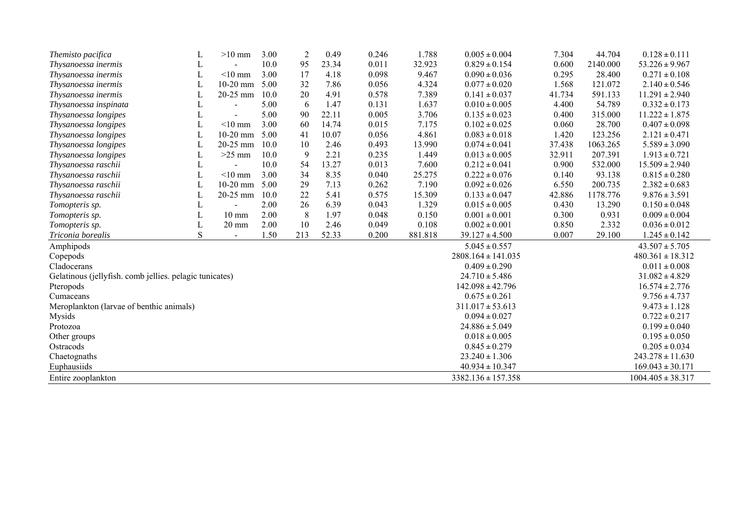| | | | | | | | | | | | |
|---|---|---|---|---|---|---|---|---|---|---|---|
| *Themisto pacifica* | L | >10 mm | 3.00 | 2 | 0.49 | 0.246 | 1.788 | 0.005 ± 0.004 | 7.304 | 44.704 | 0.128 ± 0.111 |
| *Thysanoessa inermis* | L | - | 10.0 | 95 | 23.34 | 0.011 | 32.923 | 0.829 ± 0.154 | 0.600 | 2140.000 | 53.226 ± 9.967 |
| *Thysanoessa inermis* | L | <10 mm | 3.00 | 17 | 4.18 | 0.098 | 9.467 | 0.090 ± 0.036 | 0.295 | 28.400 | 0.271 ± 0.108 |
| *Thysanoessa inermis* | L | 10-20 mm | 5.00 | 32 | 7.86 | 0.056 | 4.324 | 0.077 ± 0.020 | 1.568 | 121.072 | 2.140 ± 0.546 |
| *Thysanoessa inermis* | L | 20-25 mm | 10.0 | 20 | 4.91 | 0.578 | 7.389 | 0.141 ± 0.037 | 41.734 | 591.133 | 11.291 ± 2.940 |
| *Thysanoessa inspinata* | L | - | 5.00 | 6 | 1.47 | 0.131 | 1.637 | 0.010 ± 0.005 | 4.400 | 54.789 | 0.332 ± 0.173 |
| *Thysanoessa longipes* | L | - | 5.00 | 90 | 22.11 | 0.005 | 3.706 | 0.135 ± 0.023 | 0.400 | 315.000 | 11.222 ± 1.875 |
| *Thysanoessa longipes* | L | <10 mm | 3.00 | 60 | 14.74 | 0.015 | 7.175 | 0.102 ± 0.025 | 0.060 | 28.700 | 0.407 ± 0.098 |
| *Thysanoessa longipes* | L | 10-20 mm | 5.00 | 41 | 10.07 | 0.056 | 4.861 | 0.083 ± 0.018 | 1.420 | 123.256 | 2.121 ± 0.471 |
| *Thysanoessa longipes* | L | 20-25 mm | 10.0 | 10 | 2.46 | 0.493 | 13.990 | 0.074 ± 0.041 | 37.438 | 1063.265 | 5.589 ± 3.090 |
| *Thysanoessa longipes* | L | >25 mm | 10.0 | 9 | 2.21 | 0.235 | 1.449 | 0.013 ± 0.005 | 32.911 | 207.391 | 1.913 ± 0.721 |
| *Thysanoessa raschii* | L | - | 10.0 | 54 | 13.27 | 0.013 | 7.600 | 0.212 ± 0.041 | 0.900 | 532.000 | 15.509 ± 2.940 |
| *Thysanoessa raschii* | L | <10 mm | 3.00 | 34 | 8.35 | 0.040 | 25.275 | 0.222 ± 0.076 | 0.140 | 93.138 | 0.815 ± 0.280 |
| *Thysanoessa raschii* | L | 10-20 mm | 5.00 | 29 | 7.13 | 0.262 | 7.190 | 0.092 ± 0.026 | 6.550 | 200.735 | 2.382 ± 0.683 |
| *Thysanoessa raschii* | L | 20-25 mm | 10.0 | 22 | 5.41 | 0.575 | 15.309 | 0.133 ± 0.047 | 42.886 | 1178.776 | 9.876 ± 3.591 |
| *Tomopteris sp.* | L | - | 2.00 | 26 | 6.39 | 0.043 | 1.329 | 0.015 ± 0.005 | 0.430 | 13.290 | 0.150 ± 0.048 |
| *Tomopteris sp.* | L | 10 mm | 2.00 | 8 | 1.97 | 0.048 | 0.150 | 0.001 ± 0.001 | 0.300 | 0.931 | 0.009 ± 0.004 |
| *Tomopteris sp.* | L | 20 mm | 2.00 | 10 | 2.46 | 0.049 | 0.108 | 0.002 ± 0.001 | 0.850 | 2.332 | 0.036 ± 0.012 |
| *Triconia borealis* | S | - | 1.50 | 213 | 52.33 | 0.200 | 881.818 | 39.127 ± 4.500 | 0.007 | 29.100 | 1.245 ± 0.142 |
| Amphipods | | | | | | | | 5.045 ± 0.557 | | | 43.507 ± 5.705 |
| Copepods | | | | | | | | 2808.164 ± 141.035 | | | 480.361 ± 18.312 |
| Cladocerans | | | | | | | | 0.409 ± 0.290 | | | 0.011 ± 0.008 |
| Gelatinous (jellyfish. comb jellies. pelagic tunicates) | | | | | | | | 24.710 ± 5.486 | | | 31.082 ± 4.829 |
| Pteropods | | | | | | | | 142.098 ± 42.796 | | | 16.574 ± 2.776 |
| Cumaceans | | | | | | | | 0.675 ± 0.261 | | | 9.756 ± 4.737 |
| Meroplankton (larvae of benthic animals) | | | | | | | | 311.017 ± 53.613 | | | 9.473 ± 1.128 |
| Mysids | | | | | | | | 0.094 ± 0.027 | | | 0.722 ± 0.217 |
| Protozoa | | | | | | | | 24.886 ± 5.049 | | | 0.199 ± 0.040 |
| Other groups | | | | | | | | 0.018 ± 0.005 | | | 0.195 ± 0.050 |
| Ostracods | | | | | | | | 0.845 ± 0.279 | | | 0.205 ± 0.034 |
| Chaetognaths | | | | | | | | 23.240 ± 1.306 | | | 243.278 ± 11.630 |
| Euphausiids | | | | | | | | 40.934 ± 10.347 | | | 169.043 ± 30.171 |
| Entire zooplankton | | | | | | | | 3382.136 ± 157.358 | | | 1004.405 ± 38.317 |